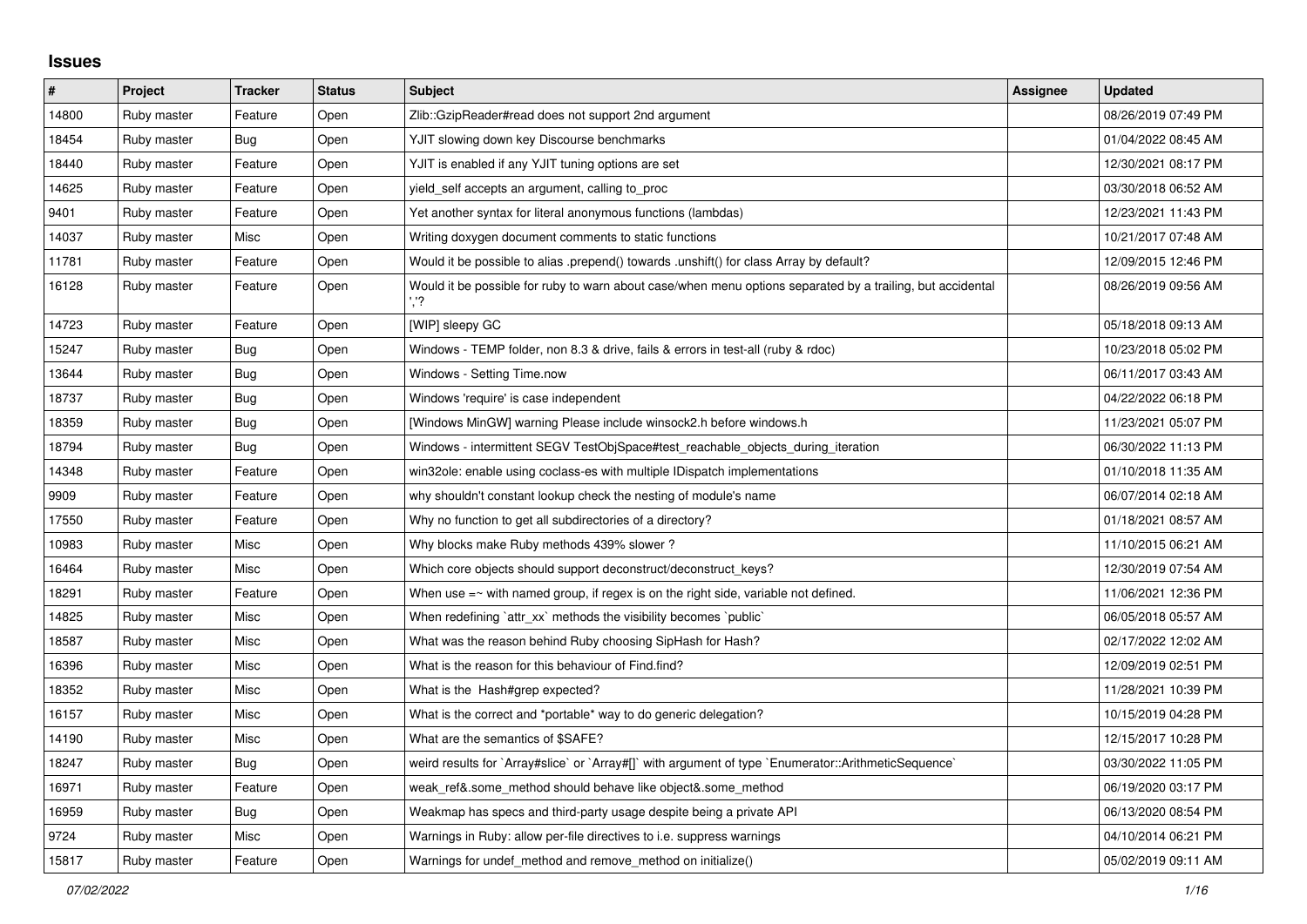## Issues

| # | Project | Tracker | Status | Subject | Assignee | Updated |
|---|---|---|---|---|---|---|
| 14800 | Ruby master | Feature | Open | Zlib::GzipReader#read does not support 2nd argument | | 08/26/2019 07:49 PM |
| 18454 | Ruby master | Bug | Open | YJIT slowing down key Discourse benchmarks | | 01/04/2022 08:45 AM |
| 18440 | Ruby master | Feature | Open | YJIT is enabled if any YJIT tuning options are set | | 12/30/2021 08:17 PM |
| 14625 | Ruby master | Feature | Open | yield_self accepts an argument, calling to_proc | | 03/30/2018 06:52 AM |
| 9401 | Ruby master | Feature | Open | Yet another syntax for literal anonymous functions (lambdas) | | 12/23/2021 11:43 PM |
| 14037 | Ruby master | Misc | Open | Writing doxygen document comments to static functions | | 10/21/2017 07:48 AM |
| 11781 | Ruby master | Feature | Open | Would it be possible to alias .prepend() towards .unshift() for class Array by default? | | 12/09/2015 12:46 PM |
| 16128 | Ruby master | Feature | Open | Would it be possible for ruby to warn about case/when menu options separated by a trailing, but accidental ','? | | 08/26/2019 09:56 AM |
| 14723 | Ruby master | Feature | Open | [WIP] sleepy GC | | 05/18/2018 09:13 AM |
| 15247 | Ruby master | Bug | Open | Windows - TEMP folder, non 8.3 & drive, fails & errors in test-all (ruby & rdoc) | | 10/23/2018 05:02 PM |
| 13644 | Ruby master | Bug | Open | Windows - Setting Time.now | | 06/11/2017 03:43 AM |
| 18737 | Ruby master | Bug | Open | Windows 'require' is case independent | | 04/22/2022 06:18 PM |
| 18359 | Ruby master | Bug | Open | [Windows MinGW] warning Please include winsock2.h before windows.h | | 11/23/2021 05:07 PM |
| 18794 | Ruby master | Bug | Open | Windows - intermittent SEGV TestObjSpace#test_reachable_objects_during_iteration | | 06/30/2022 11:13 PM |
| 14348 | Ruby master | Feature | Open | win32ole: enable using coclass-es with multiple IDispatch implementations | | 01/10/2018 11:35 AM |
| 9909 | Ruby master | Feature | Open | why shouldn't constant lookup check the nesting of module's name | | 06/07/2014 02:18 AM |
| 17550 | Ruby master | Feature | Open | Why no function to get all subdirectories of a directory? | | 01/18/2021 08:57 AM |
| 10983 | Ruby master | Misc | Open | Why blocks make Ruby methods 439% slower ? | | 11/10/2015 06:21 AM |
| 16464 | Ruby master | Misc | Open | Which core objects should support deconstruct/deconstruct_keys? | | 12/30/2019 07:54 AM |
| 18291 | Ruby master | Feature | Open | When use =~ with named group, if regex is on the right side, variable not defined. | | 11/06/2021 12:36 PM |
| 14825 | Ruby master | Misc | Open | When redefining `attr_xx` methods the visibility becomes `public` | | 06/05/2018 05:57 AM |
| 18587 | Ruby master | Misc | Open | What was the reason behind Ruby choosing SipHash for Hash? | | 02/17/2022 12:02 AM |
| 16396 | Ruby master | Misc | Open | What is the reason for this behaviour of Find.find? | | 12/09/2019 02:51 PM |
| 18352 | Ruby master | Misc | Open | What is the Hash#grep expected? | | 11/28/2021 10:39 PM |
| 16157 | Ruby master | Misc | Open | What is the correct and *portable* way to do generic delegation? | | 10/15/2019 04:28 PM |
| 14190 | Ruby master | Misc | Open | What are the semantics of $SAFE? | | 12/15/2017 10:28 PM |
| 18247 | Ruby master | Bug | Open | weird results for `Array#slice` or `Array#[]` with argument of type `Enumerator::ArithmeticSequence` | | 03/30/2022 11:05 PM |
| 16971 | Ruby master | Feature | Open | weak_ref&.some_method should behave like object&.some_method | | 06/19/2020 03:17 PM |
| 16959 | Ruby master | Bug | Open | Weakmap has specs and third-party usage despite being a private API | | 06/13/2020 08:54 PM |
| 9724 | Ruby master | Misc | Open | Warnings in Ruby: allow per-file directives to i.e. suppress warnings | | 04/10/2014 06:21 PM |
| 15817 | Ruby master | Feature | Open | Warnings for undef_method and remove_method on initialize() | | 05/02/2019 09:11 AM |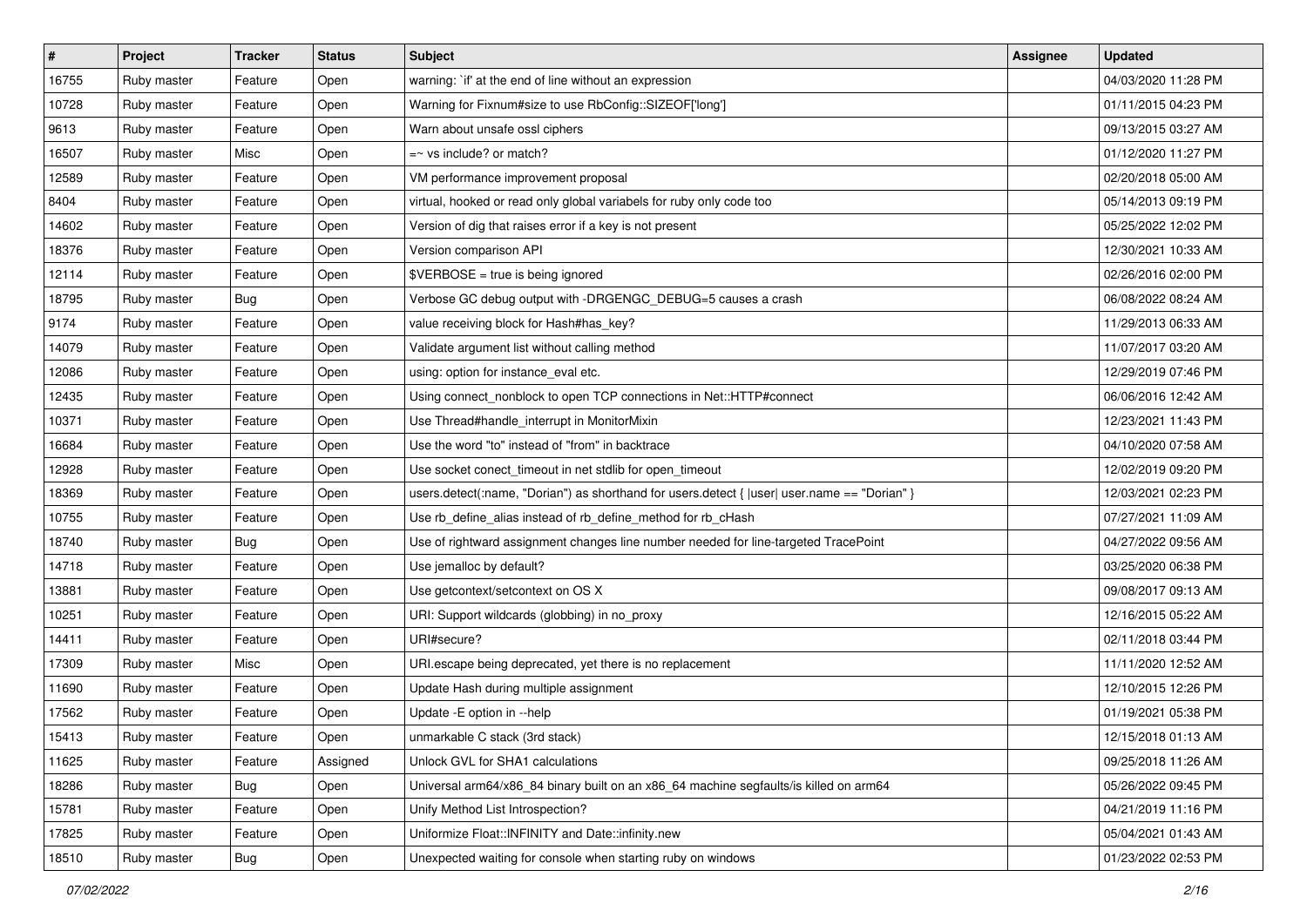| # | Project | Tracker | Status | Subject | Assignee | Updated |
|---|---|---|---|---|---|---|
| 16755 | Ruby master | Feature | Open | warning: `if' at the end of line without an expression | | 04/03/2020 11:28 PM |
| 10728 | Ruby master | Feature | Open | Warning for Fixnum#size to use RbConfig::SIZEOF['long'] | | 01/11/2015 04:23 PM |
| 9613 | Ruby master | Feature | Open | Warn about unsafe ossl ciphers | | 09/13/2015 03:27 AM |
| 16507 | Ruby master | Misc | Open | =~ vs include? or match? | | 01/12/2020 11:27 PM |
| 12589 | Ruby master | Feature | Open | VM performance improvement proposal | | 02/20/2018 05:00 AM |
| 8404 | Ruby master | Feature | Open | virtual, hooked or read only global variabels for ruby only code too | | 05/14/2013 09:19 PM |
| 14602 | Ruby master | Feature | Open | Version of dig that raises error if a key is not present | | 05/25/2022 12:02 PM |
| 18376 | Ruby master | Feature | Open | Version comparison API | | 12/30/2021 10:33 AM |
| 12114 | Ruby master | Feature | Open | $VERBOSE = true is being ignored | | 02/26/2016 02:00 PM |
| 18795 | Ruby master | Bug | Open | Verbose GC debug output with -DRGENGC_DEBUG=5 causes a crash | | 06/08/2022 08:24 AM |
| 9174 | Ruby master | Feature | Open | value receiving block for Hash#has_key? | | 11/29/2013 06:33 AM |
| 14079 | Ruby master | Feature | Open | Validate argument list without calling method | | 11/07/2017 03:20 AM |
| 12086 | Ruby master | Feature | Open | using: option for instance_eval etc. | | 12/29/2019 07:46 PM |
| 12435 | Ruby master | Feature | Open | Using connect_nonblock to open TCP connections in Net::HTTP#connect | | 06/06/2016 12:42 AM |
| 10371 | Ruby master | Feature | Open | Use Thread#handle_interrupt in MonitorMixin | | 12/23/2021 11:43 PM |
| 16684 | Ruby master | Feature | Open | Use the word "to" instead of "from" in backtrace | | 04/10/2020 07:58 AM |
| 12928 | Ruby master | Feature | Open | Use socket conect_timeout in net stdlib for open_timeout | | 12/02/2019 09:20 PM |
| 18369 | Ruby master | Feature | Open | users.detect(:name, "Dorian") as shorthand for users.detect { \|user\| user.name == "Dorian" } | | 12/03/2021 02:23 PM |
| 10755 | Ruby master | Feature | Open | Use rb_define_alias instead of rb_define_method for rb_cHash | | 07/27/2021 11:09 AM |
| 18740 | Ruby master | Bug | Open | Use of rightward assignment changes line number needed for line-targeted TracePoint | | 04/27/2022 09:56 AM |
| 14718 | Ruby master | Feature | Open | Use jemalloc by default? | | 03/25/2020 06:38 PM |
| 13881 | Ruby master | Feature | Open | Use getcontext/setcontext on OS X | | 09/08/2017 09:13 AM |
| 10251 | Ruby master | Feature | Open | URI: Support wildcards (globbing) in no_proxy | | 12/16/2015 05:22 AM |
| 14411 | Ruby master | Feature | Open | URI#secure? | | 02/11/2018 03:44 PM |
| 17309 | Ruby master | Misc | Open | URI.escape being deprecated, yet there is no replacement | | 11/11/2020 12:52 AM |
| 11690 | Ruby master | Feature | Open | Update Hash during multiple assignment | | 12/10/2015 12:26 PM |
| 17562 | Ruby master | Feature | Open | Update -E option in --help | | 01/19/2021 05:38 PM |
| 15413 | Ruby master | Feature | Open | unmarkable C stack (3rd stack) | | 12/15/2018 01:13 AM |
| 11625 | Ruby master | Feature | Assigned | Unlock GVL for SHA1 calculations | | 09/25/2018 11:26 AM |
| 18286 | Ruby master | Bug | Open | Universal arm64/x86_84 binary built on an x86_64 machine segfaults/is killed on arm64 | | 05/26/2022 09:45 PM |
| 15781 | Ruby master | Feature | Open | Unify Method List Introspection? | | 04/21/2019 11:16 PM |
| 17825 | Ruby master | Feature | Open | Uniformize Float::INFINITY and Date::infinity.new | | 05/04/2021 01:43 AM |
| 18510 | Ruby master | Bug | Open | Unexpected waiting for console when starting ruby on windows | | 01/23/2022 02:53 PM |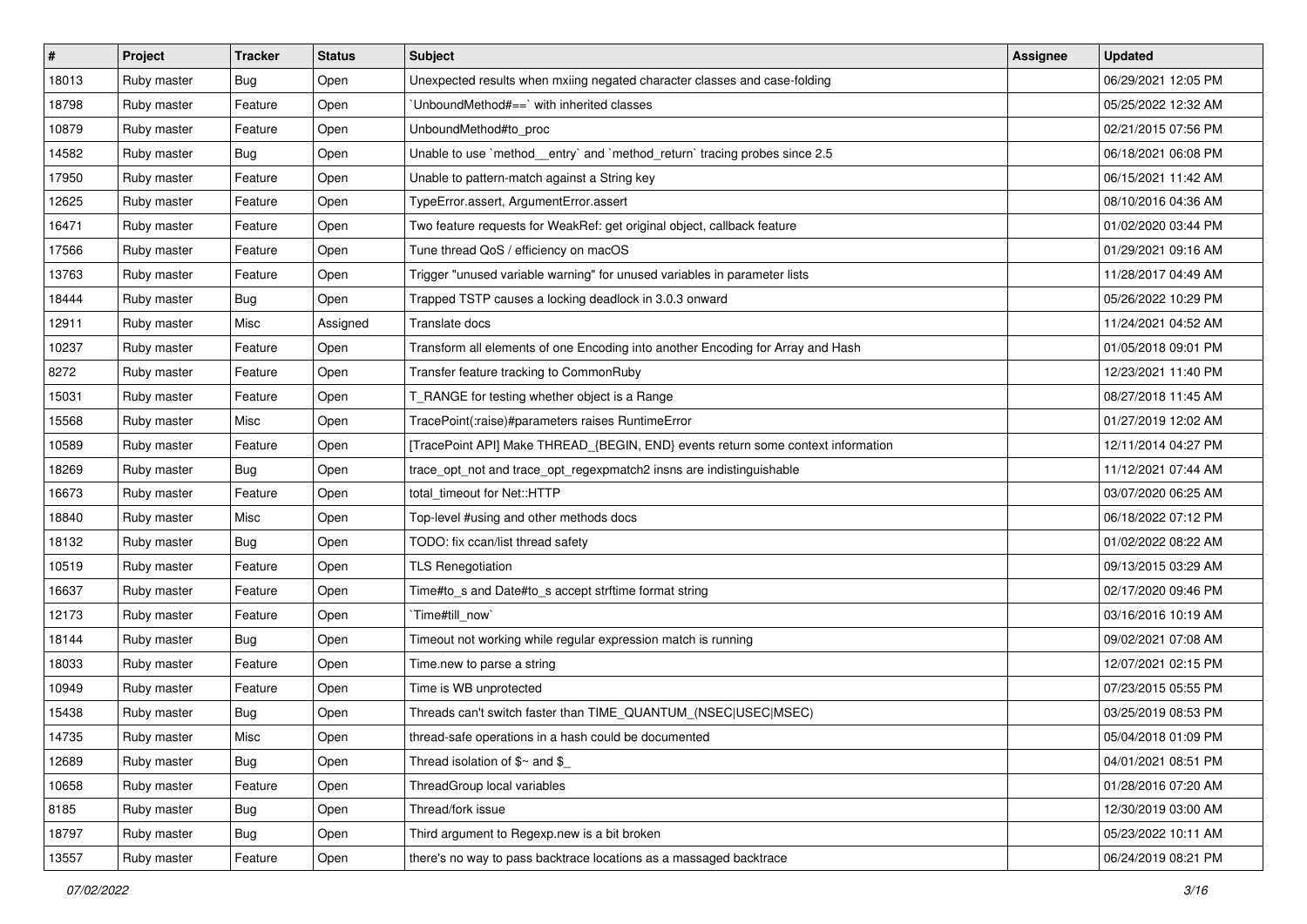| # | Project | Tracker | Status | Subject | Assignee | Updated |
|---|---|---|---|---|---|---|
| 18013 | Ruby master | Bug | Open | Unexpected results when mxiing negated character classes and case-folding | | 06/29/2021 12:05 PM |
| 18798 | Ruby master | Feature | Open | `UnboundMethod#==` with inherited classes | | 05/25/2022 12:32 AM |
| 10879 | Ruby master | Feature | Open | UnboundMethod#to_proc | | 02/21/2015 07:56 PM |
| 14582 | Ruby master | Bug | Open | Unable to use `method__entry` and `method_return` tracing probes since 2.5 | | 06/18/2021 06:08 PM |
| 17950 | Ruby master | Feature | Open | Unable to pattern-match against a String key | | 06/15/2021 11:42 AM |
| 12625 | Ruby master | Feature | Open | TypeError.assert, ArgumentError.assert | | 08/10/2016 04:36 AM |
| 16471 | Ruby master | Feature | Open | Two feature requests for WeakRef: get original object, callback feature | | 01/02/2020 03:44 PM |
| 17566 | Ruby master | Feature | Open | Tune thread QoS / efficiency on macOS | | 01/29/2021 09:16 AM |
| 13763 | Ruby master | Feature | Open | Trigger "unused variable warning" for unused variables in parameter lists | | 11/28/2017 04:49 AM |
| 18444 | Ruby master | Bug | Open | Trapped TSTP causes a locking deadlock in 3.0.3 onward | | 05/26/2022 10:29 PM |
| 12911 | Ruby master | Misc | Assigned | Translate docs | | 11/24/2021 04:52 AM |
| 10237 | Ruby master | Feature | Open | Transform all elements of one Encoding into another Encoding for Array and Hash | | 01/05/2018 09:01 PM |
| 8272 | Ruby master | Feature | Open | Transfer feature tracking to CommonRuby | | 12/23/2021 11:40 PM |
| 15031 | Ruby master | Feature | Open | T_RANGE for testing whether object is a Range | | 08/27/2018 11:45 AM |
| 15568 | Ruby master | Misc | Open | TracePoint(:raise)#parameters raises RuntimeError | | 01/27/2019 12:02 AM |
| 10589 | Ruby master | Feature | Open | [TracePoint API] Make THREAD_{BEGIN, END} events return some context information | | 12/11/2014 04:27 PM |
| 18269 | Ruby master | Bug | Open | trace_opt_not and trace_opt_regexpmatch2 insns are indistinguishable | | 11/12/2021 07:44 AM |
| 16673 | Ruby master | Feature | Open | total_timeout for Net::HTTP | | 03/07/2020 06:25 AM |
| 18840 | Ruby master | Misc | Open | Top-level #using and other methods docs | | 06/18/2022 07:12 PM |
| 18132 | Ruby master | Bug | Open | TODO: fix ccan/list thread safety | | 01/02/2022 08:22 AM |
| 10519 | Ruby master | Feature | Open | TLS Renegotiation | | 09/13/2015 03:29 AM |
| 16637 | Ruby master | Feature | Open | Time#to_s and Date#to_s accept strftime format string | | 02/17/2020 09:46 PM |
| 12173 | Ruby master | Feature | Open | `Time#till_now` | | 03/16/2016 10:19 AM |
| 18144 | Ruby master | Bug | Open | Timeout not working while regular expression match is running | | 09/02/2021 07:08 AM |
| 18033 | Ruby master | Feature | Open | Time.new to parse a string | | 12/07/2021 02:15 PM |
| 10949 | Ruby master | Feature | Open | Time is WB unprotected | | 07/23/2015 05:55 PM |
| 15438 | Ruby master | Bug | Open | Threads can't switch faster than TIME_QUANTUM_(NSEC\|USEC\|MSEC) | | 03/25/2019 08:53 PM |
| 14735 | Ruby master | Misc | Open | thread-safe operations in a hash could be documented | | 05/04/2018 01:09 PM |
| 12689 | Ruby master | Bug | Open | Thread isolation of $~ and $_ | | 04/01/2021 08:51 PM |
| 10658 | Ruby master | Feature | Open | ThreadGroup local variables | | 01/28/2016 07:20 AM |
| 8185 | Ruby master | Bug | Open | Thread/fork issue | | 12/30/2019 03:00 AM |
| 18797 | Ruby master | Bug | Open | Third argument to Regexp.new is a bit broken | | 05/23/2022 10:11 AM |
| 13557 | Ruby master | Feature | Open | there's no way to pass backtrace locations as a massaged backtrace | | 06/24/2019 08:21 PM |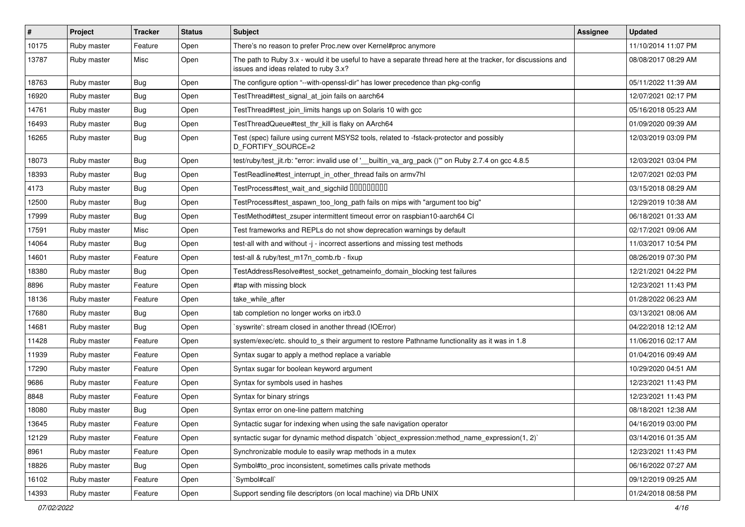| # | Project | Tracker | Status | Subject | Assignee | Updated |
|---|---|---|---|---|---|---|
| 10175 | Ruby master | Feature | Open | There's no reason to prefer Proc.new over Kernel#proc anymore | | 11/10/2014 11:07 PM |
| 13787 | Ruby master | Misc | Open | The path to Ruby 3.x - would it be useful to have a separate thread here at the tracker, for discussions and issues and ideas related to ruby 3.x? | | 08/08/2017 08:29 AM |
| 18763 | Ruby master | Bug | Open | The configure option "--with-openssl-dir" has lower precedence than pkg-config | | 05/11/2022 11:39 AM |
| 16920 | Ruby master | Bug | Open | TestThread#test_signal_at_join fails on aarch64 | | 12/07/2021 02:17 PM |
| 14761 | Ruby master | Bug | Open | TestThread#test_join_limits hangs up on Solaris 10 with gcc | | 05/16/2018 05:23 AM |
| 16493 | Ruby master | Bug | Open | TestThreadQueue#test_thr_kill is flaky on AArch64 | | 01/09/2020 09:39 AM |
| 16265 | Ruby master | Bug | Open | Test (spec) failure using current MSYS2 tools, related to -fstack-protector and possibly D_FORTIFY_SOURCE=2 | | 12/03/2019 03:09 PM |
| 18073 | Ruby master | Bug | Open | test/ruby/test_jit.rb: "error: invalid use of '__builtin_va_arg_pack ()'" on Ruby 2.7.4 on gcc 4.8.5 | | 12/03/2021 03:04 PM |
| 18393 | Ruby master | Bug | Open | TestReadline#test_interrupt_in_other_thread fails on armv7hl | | 12/07/2021 02:03 PM |
| 4173 | Ruby master | Bug | Open | TestProcess#test_wait_and_sigchild □□□□□□□□□ | | 03/15/2018 08:29 AM |
| 12500 | Ruby master | Bug | Open | TestProcess#test_aspawn_too_long_path fails on mips with "argument too big" | | 12/29/2019 10:38 AM |
| 17999 | Ruby master | Bug | Open | TestMethod#test_zsuper intermittent timeout error on raspbian10-aarch64 CI | | 06/18/2021 01:33 AM |
| 17591 | Ruby master | Misc | Open | Test frameworks and REPLs do not show deprecation warnings by default | | 02/17/2021 09:06 AM |
| 14064 | Ruby master | Bug | Open | test-all with and without -j - incorrect assertions and missing test methods | | 11/03/2017 10:54 PM |
| 14601 | Ruby master | Feature | Open | test-all & ruby/test_m17n_comb.rb - fixup | | 08/26/2019 07:30 PM |
| 18380 | Ruby master | Bug | Open | TestAddressResolve#test_socket_getnameinfo_domain_blocking test failures | | 12/21/2021 04:22 PM |
| 8896 | Ruby master | Feature | Open | #tap with missing block | | 12/23/2021 11:43 PM |
| 18136 | Ruby master | Feature | Open | take_while_after | | 01/28/2022 06:23 AM |
| 17680 | Ruby master | Bug | Open | tab completion no longer works on irb3.0 | | 03/13/2021 08:06 AM |
| 14681 | Ruby master | Bug | Open | `syswrite': stream closed in another thread (IOError) | | 04/22/2018 12:12 AM |
| 11428 | Ruby master | Feature | Open | system/exec/etc. should to_s their argument to restore Pathname functionality as it was in 1.8 | | 11/06/2016 02:17 AM |
| 11939 | Ruby master | Feature | Open | Syntax sugar to apply a method replace a variable | | 01/04/2016 09:49 AM |
| 17290 | Ruby master | Feature | Open | Syntax sugar for boolean keyword argument | | 10/29/2020 04:51 AM |
| 9686 | Ruby master | Feature | Open | Syntax for symbols used in hashes | | 12/23/2021 11:43 PM |
| 8848 | Ruby master | Feature | Open | Syntax for binary strings | | 12/23/2021 11:43 PM |
| 18080 | Ruby master | Bug | Open | Syntax error on one-line pattern matching | | 08/18/2021 12:38 AM |
| 13645 | Ruby master | Feature | Open | Syntactic sugar for indexing when using the safe navigation operator | | 04/16/2019 03:00 PM |
| 12129 | Ruby master | Feature | Open | syntactic sugar for dynamic method dispatch `object_expression:method_name_expression(1, 2)` | | 03/14/2016 01:35 AM |
| 8961 | Ruby master | Feature | Open | Synchronizable module to easily wrap methods in a mutex | | 12/23/2021 11:43 PM |
| 18826 | Ruby master | Bug | Open | Symbol#to_proc inconsistent, sometimes calls private methods | | 06/16/2022 07:27 AM |
| 16102 | Ruby master | Feature | Open | `Symbol#call` | | 09/12/2019 09:25 AM |
| 14393 | Ruby master | Feature | Open | Support sending file descriptors (on local machine) via DRb UNIX | | 01/24/2018 08:58 PM |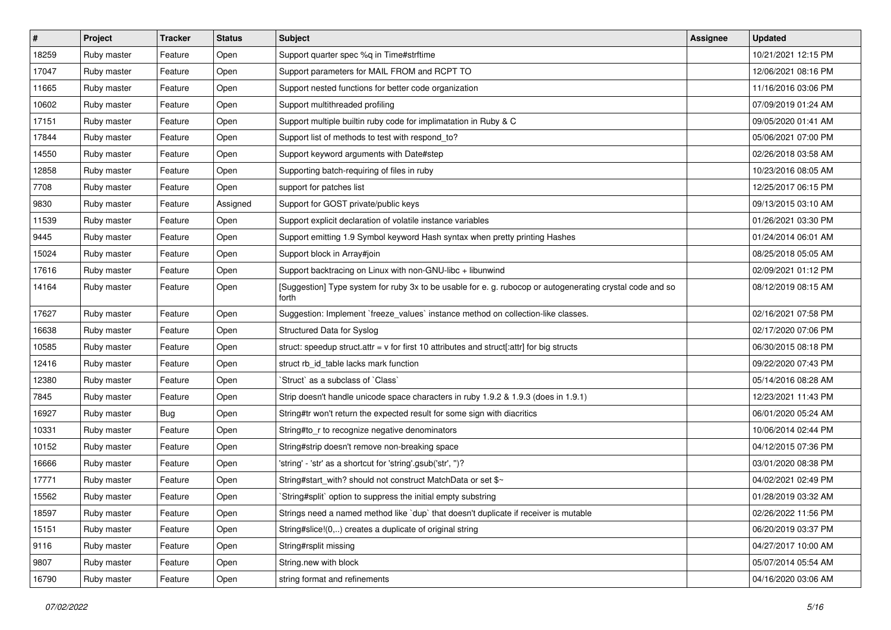| # | Project | Tracker | Status | Subject | Assignee | Updated |
|---|---|---|---|---|---|---|
| 18259 | Ruby master | Feature | Open | Support quarter spec %q in Time#strftime | | 10/21/2021 12:15 PM |
| 17047 | Ruby master | Feature | Open | Support parameters for MAIL FROM and RCPT TO | | 12/06/2021 08:16 PM |
| 11665 | Ruby master | Feature | Open | Support nested functions for better code organization | | 11/16/2016 03:06 PM |
| 10602 | Ruby master | Feature | Open | Support multithreaded profiling | | 07/09/2019 01:24 AM |
| 17151 | Ruby master | Feature | Open | Support multiple builtin ruby code for implimatation in Ruby & C | | 09/05/2020 01:41 AM |
| 17844 | Ruby master | Feature | Open | Support list of methods to test with respond_to? | | 05/06/2021 07:00 PM |
| 14550 | Ruby master | Feature | Open | Support keyword arguments with Date#step | | 02/26/2018 03:58 AM |
| 12858 | Ruby master | Feature | Open | Supporting batch-requiring of files in ruby | | 10/23/2016 08:05 AM |
| 7708 | Ruby master | Feature | Open | support for patches list | | 12/25/2017 06:15 PM |
| 9830 | Ruby master | Feature | Assigned | Support for GOST private/public keys | | 09/13/2015 03:10 AM |
| 11539 | Ruby master | Feature | Open | Support explicit declaration of volatile instance variables | | 01/26/2021 03:30 PM |
| 9445 | Ruby master | Feature | Open | Support emitting 1.9 Symbol keyword Hash syntax when pretty printing Hashes | | 01/24/2014 06:01 AM |
| 15024 | Ruby master | Feature | Open | Support block in Array#join | | 08/25/2018 05:05 AM |
| 17616 | Ruby master | Feature | Open | Support backtracing on Linux with non-GNU-libc + libunwind | | 02/09/2021 01:12 PM |
| 14164 | Ruby master | Feature | Open | [Suggestion] Type system for ruby 3x to be usable for e. g. rubocop or autogenerating crystal code and so forth | | 08/12/2019 08:15 AM |
| 17627 | Ruby master | Feature | Open | Suggestion: Implement `freeze_values` instance method on collection-like classes. | | 02/16/2021 07:58 PM |
| 16638 | Ruby master | Feature | Open | Structured Data for Syslog | | 02/17/2020 07:06 PM |
| 10585 | Ruby master | Feature | Open | struct: speedup struct.attr = v for first 10 attributes and struct[:attr] for big structs | | 06/30/2015 08:18 PM |
| 12416 | Ruby master | Feature | Open | struct rb_id_table lacks mark function | | 09/22/2020 07:43 PM |
| 12380 | Ruby master | Feature | Open | `Struct` as a subclass of `Class` | | 05/14/2016 08:28 AM |
| 7845 | Ruby master | Feature | Open | Strip doesn't handle unicode space characters in ruby 1.9.2 & 1.9.3 (does in 1.9.1) | | 12/23/2021 11:43 PM |
| 16927 | Ruby master | Bug | Open | String#tr won't return the expected result for some sign with diacritics | | 06/01/2020 05:24 AM |
| 10331 | Ruby master | Feature | Open | String#to_r to recognize negative denominators | | 10/06/2014 02:44 PM |
| 10152 | Ruby master | Feature | Open | String#strip doesn't remove non-breaking space | | 04/12/2015 07:36 PM |
| 16666 | Ruby master | Feature | Open | 'string' - 'str' as a shortcut for 'string'.gsub('str', '')? | | 03/01/2020 08:38 PM |
| 17771 | Ruby master | Feature | Open | String#start_with? should not construct MatchData or set $~ | | 04/02/2021 02:49 PM |
| 15562 | Ruby master | Feature | Open | `String#split` option to suppress the initial empty substring | | 01/28/2019 03:32 AM |
| 18597 | Ruby master | Feature | Open | Strings need a named method like `dup` that doesn't duplicate if receiver is mutable | | 02/26/2022 11:56 PM |
| 15151 | Ruby master | Feature | Open | String#slice!(0,..) creates a duplicate of original string | | 06/20/2019 03:37 PM |
| 9116 | Ruby master | Feature | Open | String#rsplit missing | | 04/27/2017 10:00 AM |
| 9807 | Ruby master | Feature | Open | String.new with block | | 05/07/2014 05:54 AM |
| 16790 | Ruby master | Feature | Open | string format and refinements | | 04/16/2020 03:06 AM |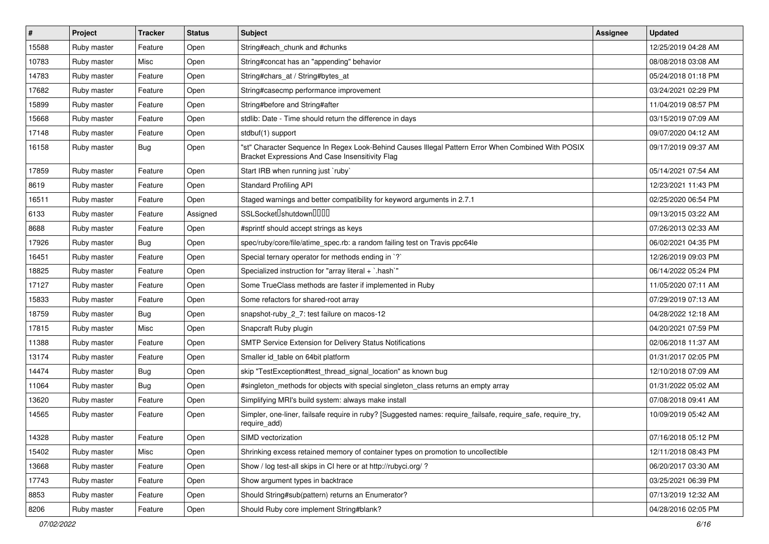| # | Project | Tracker | Status | Subject | Assignee | Updated |
|---|---|---|---|---|---|---|
| 15588 | Ruby master | Feature | Open | String#each_chunk and #chunks | | 12/25/2019 04:28 AM |
| 10783 | Ruby master | Misc | Open | String#concat has an "appending" behavior | | 08/08/2018 03:08 AM |
| 14783 | Ruby master | Feature | Open | String#chars_at / String#bytes_at | | 05/24/2018 01:18 PM |
| 17682 | Ruby master | Feature | Open | String#casecmp performance improvement | | 03/24/2021 02:29 PM |
| 15899 | Ruby master | Feature | Open | String#before and String#after | | 11/04/2019 08:57 PM |
| 15668 | Ruby master | Feature | Open | stdlib: Date - Time should return the difference in days | | 03/15/2019 07:09 AM |
| 17148 | Ruby master | Feature | Open | stdbuf(1) support | | 09/07/2020 04:12 AM |
| 16158 | Ruby master | Bug | Open | "st" Character Sequence In Regex Look-Behind Causes Illegal Pattern Error When Combined With POSIX Bracket Expressions And Case Insensitivity Flag | | 09/17/2019 09:37 AM |
| 17859 | Ruby master | Feature | Open | Start IRB when running just `ruby` | | 05/14/2021 07:54 AM |
| 8619 | Ruby master | Feature | Open | Standard Profiling API | | 12/23/2021 11:43 PM |
| 16511 | Ruby master | Feature | Open | Staged warnings and better compatibility for keyword arguments in 2.7.1 | | 02/25/2020 06:54 PM |
| 6133 | Ruby master | Feature | Assigned | SSLSocket􏰀shutdown􏰀􏰀􏰀􏰀 | | 09/13/2015 03:22 AM |
| 8688 | Ruby master | Feature | Open | #sprintf should accept strings as keys | | 07/26/2013 02:33 AM |
| 17926 | Ruby master | Bug | Open | spec/ruby/core/file/atime_spec.rb: a random failing test on Travis ppc64le | | 06/02/2021 04:35 PM |
| 16451 | Ruby master | Feature | Open | Special ternary operator for methods ending in `?` | | 12/26/2019 09:03 PM |
| 18825 | Ruby master | Feature | Open | Specialized instruction for "array literal + `.hash`" | | 06/14/2022 05:24 PM |
| 17127 | Ruby master | Feature | Open | Some TrueClass methods are faster if implemented in Ruby | | 11/05/2020 07:11 AM |
| 15833 | Ruby master | Feature | Open | Some refactors for shared-root array | | 07/29/2019 07:13 AM |
| 18759 | Ruby master | Bug | Open | snapshot-ruby_2_7: test failure on macos-12 | | 04/28/2022 12:18 AM |
| 17815 | Ruby master | Misc | Open | Snapcraft Ruby plugin | | 04/20/2021 07:59 PM |
| 11388 | Ruby master | Feature | Open | SMTP Service Extension for Delivery Status Notifications | | 02/06/2018 11:37 AM |
| 13174 | Ruby master | Feature | Open | Smaller id_table on 64bit platform | | 01/31/2017 02:05 PM |
| 14474 | Ruby master | Bug | Open | skip "TestException#test_thread_signal_location" as known bug | | 12/10/2018 07:09 AM |
| 11064 | Ruby master | Bug | Open | #singleton_methods for objects with special singleton_class returns an empty array | | 01/31/2022 05:02 AM |
| 13620 | Ruby master | Feature | Open | Simplifying MRI's build system: always make install | | 07/08/2018 09:41 AM |
| 14565 | Ruby master | Feature | Open | Simpler, one-liner, failsafe require in ruby? [Suggested names: require_failsafe, require_safe, require_try, require_add) | | 10/09/2019 05:42 AM |
| 14328 | Ruby master | Feature | Open | SIMD vectorization | | 07/16/2018 05:12 PM |
| 15402 | Ruby master | Misc | Open | Shrinking excess retained memory of container types on promotion to uncollectible | | 12/11/2018 08:43 PM |
| 13668 | Ruby master | Feature | Open | Show / log test-all skips in CI here or at http://rubyci.org/ ? | | 06/20/2017 03:30 AM |
| 17743 | Ruby master | Feature | Open | Show argument types in backtrace | | 03/25/2021 06:39 PM |
| 8853 | Ruby master | Feature | Open | Should String#sub(pattern) returns an Enumerator? | | 07/13/2019 12:32 AM |
| 8206 | Ruby master | Feature | Open | Should Ruby core implement String#blank? | | 04/28/2016 02:05 PM |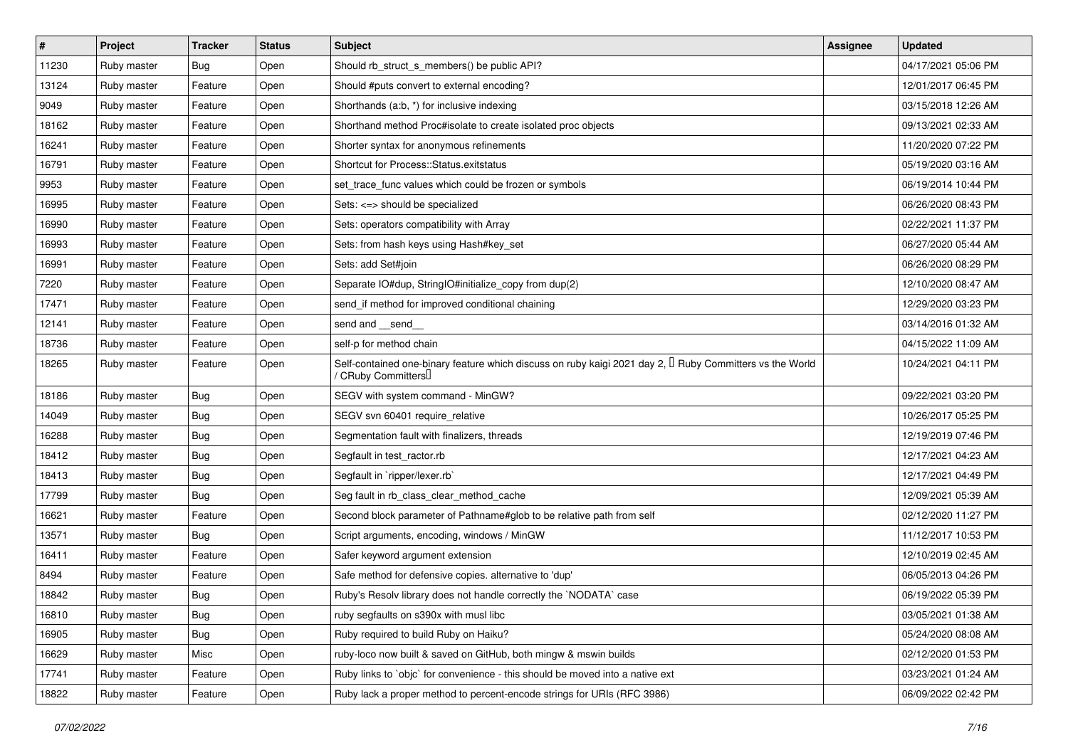| # | Project | Tracker | Status | Subject | Assignee | Updated |
|---|---|---|---|---|---|---|
| 11230 | Ruby master | Bug | Open | Should rb_struct_s_members() be public API? | | 04/17/2021 05:06 PM |
| 13124 | Ruby master | Feature | Open | Should #puts convert to external encoding? | | 12/01/2017 06:45 PM |
| 9049 | Ruby master | Feature | Open | Shorthands (a:b, *) for inclusive indexing | | 03/15/2018 12:26 AM |
| 18162 | Ruby master | Feature | Open | Shorthand method Proc#isolate to create isolated proc objects | | 09/13/2021 02:33 AM |
| 16241 | Ruby master | Feature | Open | Shorter syntax for anonymous refinements | | 11/20/2020 07:22 PM |
| 16791 | Ruby master | Feature | Open | Shortcut for Process::Status.exitstatus | | 05/19/2020 03:16 AM |
| 9953 | Ruby master | Feature | Open | set_trace_func values which could be frozen or symbols | | 06/19/2014 10:44 PM |
| 16995 | Ruby master | Feature | Open | Sets: <=> should be specialized | | 06/26/2020 08:43 PM |
| 16990 | Ruby master | Feature | Open | Sets: operators compatibility with Array | | 02/22/2021 11:37 PM |
| 16993 | Ruby master | Feature | Open | Sets: from hash keys using Hash#key_set | | 06/27/2020 05:44 AM |
| 16991 | Ruby master | Feature | Open | Sets: add Set#join | | 06/26/2020 08:29 PM |
| 7220 | Ruby master | Feature | Open | Separate IO#dup, StringIO#initialize_copy from dup(2) | | 12/10/2020 08:47 AM |
| 17471 | Ruby master | Feature | Open | send_if method for improved conditional chaining | | 12/29/2020 03:23 PM |
| 12141 | Ruby master | Feature | Open | send and __send__ | | 03/14/2016 01:32 AM |
| 18736 | Ruby master | Feature | Open | self-p for method chain | | 04/15/2022 11:09 AM |
| 18265 | Ruby master | Feature | Open | Self-contained one-binary feature which discuss on ruby kaigi 2021 day 2, 「Ruby Committers vs the World / CRuby Committers」 | | 10/24/2021 04:11 PM |
| 18186 | Ruby master | Bug | Open | SEGV with system command - MinGW? | | 09/22/2021 03:20 PM |
| 14049 | Ruby master | Bug | Open | SEGV svn 60401 require_relative | | 10/26/2017 05:25 PM |
| 16288 | Ruby master | Bug | Open | Segmentation fault with finalizers, threads | | 12/19/2019 07:46 PM |
| 18412 | Ruby master | Bug | Open | Segfault in test_ractor.rb | | 12/17/2021 04:23 AM |
| 18413 | Ruby master | Bug | Open | Segfault in `ripper/lexer.rb` | | 12/17/2021 04:49 PM |
| 17799 | Ruby master | Bug | Open | Seg fault in rb_class_clear_method_cache | | 12/09/2021 05:39 AM |
| 16621 | Ruby master | Feature | Open | Second block parameter of Pathname#glob to be relative path from self | | 02/12/2020 11:27 PM |
| 13571 | Ruby master | Bug | Open | Script arguments, encoding, windows / MinGW | | 11/12/2017 10:53 PM |
| 16411 | Ruby master | Feature | Open | Safer keyword argument extension | | 12/10/2019 02:45 AM |
| 8494 | Ruby master | Feature | Open | Safe method for defensive copies. alternative to 'dup' | | 06/05/2013 04:26 PM |
| 18842 | Ruby master | Bug | Open | Ruby's Resolv library does not handle correctly the `NODATA` case | | 06/19/2022 05:39 PM |
| 16810 | Ruby master | Bug | Open | ruby segfaults on s390x with musl libc | | 03/05/2021 01:38 AM |
| 16905 | Ruby master | Bug | Open | Ruby required to build Ruby on Haiku? | | 05/24/2020 08:08 AM |
| 16629 | Ruby master | Misc | Open | ruby-loco now built & saved on GitHub, both mingw & mswin builds | | 02/12/2020 01:53 PM |
| 17741 | Ruby master | Feature | Open | Ruby links to `objc` for convenience - this should be moved into a native ext | | 03/23/2021 01:24 AM |
| 18822 | Ruby master | Feature | Open | Ruby lack a proper method to percent-encode strings for URIs (RFC 3986) | | 06/09/2022 02:42 PM |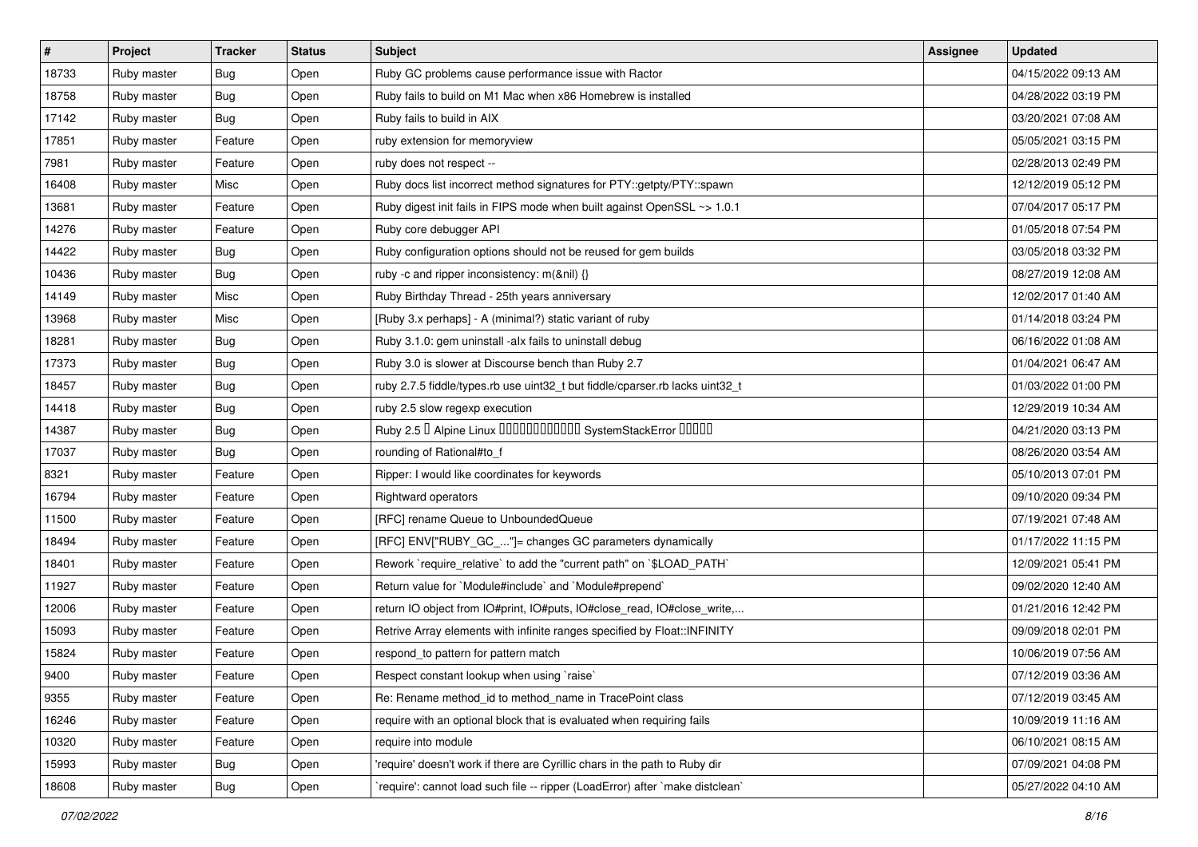| # | Project | Tracker | Status | Subject | Assignee | Updated |
|---|---|---|---|---|---|---|
| 18733 | Ruby master | Bug | Open | Ruby GC problems cause performance issue with Ractor | | 04/15/2022 09:13 AM |
| 18758 | Ruby master | Bug | Open | Ruby fails to build on M1 Mac when x86 Homebrew is installed | | 04/28/2022 03:19 PM |
| 17142 | Ruby master | Bug | Open | Ruby fails to build in AIX | | 03/20/2021 07:08 AM |
| 17851 | Ruby master | Feature | Open | ruby extension for memoryview | | 05/05/2021 03:15 PM |
| 7981 | Ruby master | Feature | Open | ruby does not respect -- | | 02/28/2013 02:49 PM |
| 16408 | Ruby master | Misc | Open | Ruby docs list incorrect method signatures for PTY::getpty/PTY::spawn | | 12/12/2019 05:12 PM |
| 13681 | Ruby master | Feature | Open | Ruby digest init fails in FIPS mode when built against OpenSSL ~> 1.0.1 | | 07/04/2017 05:17 PM |
| 14276 | Ruby master | Feature | Open | Ruby core debugger API | | 01/05/2018 07:54 PM |
| 14422 | Ruby master | Bug | Open | Ruby configuration options should not be reused for gem builds | | 03/05/2018 03:32 PM |
| 10436 | Ruby master | Bug | Open | ruby -c and ripper inconsistency: m(&nil) {} | | 08/27/2019 12:08 AM |
| 14149 | Ruby master | Misc | Open | Ruby Birthday Thread - 25th years anniversary | | 12/02/2017 01:40 AM |
| 13968 | Ruby master | Misc | Open | [Ruby 3.x perhaps] - A (minimal?) static variant of ruby | | 01/14/2018 03:24 PM |
| 18281 | Ruby master | Bug | Open | Ruby 3.1.0: gem uninstall -alx fails to uninstall debug | | 06/16/2022 01:08 AM |
| 17373 | Ruby master | Bug | Open | Ruby 3.0 is slower at Discourse bench than Ruby 2.7 | | 01/04/2021 06:47 AM |
| 18457 | Ruby master | Bug | Open | ruby 2.7.5 fiddle/types.rb use uint32_t but fiddle/cparser.rb lacks uint32_t | | 01/03/2022 01:00 PM |
| 14418 | Ruby master | Bug | Open | ruby 2.5 slow regexp execution | | 12/29/2019 10:34 AM |
| 14387 | Ruby master | Bug | Open | Ruby 2.5 � Alpine Linux ������������ SystemStackError ����� | | 04/21/2020 03:13 PM |
| 17037 | Ruby master | Bug | Open | rounding of Rational#to_f | | 08/26/2020 03:54 AM |
| 8321 | Ruby master | Feature | Open | Ripper: I would like coordinates for keywords | | 05/10/2013 07:01 PM |
| 16794 | Ruby master | Feature | Open | Rightward operators | | 09/10/2020 09:34 PM |
| 11500 | Ruby master | Feature | Open | [RFC] rename Queue to UnboundedQueue | | 07/19/2021 07:48 AM |
| 18494 | Ruby master | Feature | Open | [RFC] ENV["RUBY_GC_..."]= changes GC parameters dynamically | | 01/17/2022 11:15 PM |
| 18401 | Ruby master | Feature | Open | Rework `require_relative` to add the "current path" on `$LOAD_PATH` | | 12/09/2021 05:41 PM |
| 11927 | Ruby master | Feature | Open | Return value for `Module#include` and `Module#prepend` | | 09/02/2020 12:40 AM |
| 12006 | Ruby master | Feature | Open | return IO object from IO#print, IO#puts, IO#close_read, IO#close_write,... | | 01/21/2016 12:42 PM |
| 15093 | Ruby master | Feature | Open | Retrive Array elements with infinite ranges specified by Float::INFINITY | | 09/09/2018 02:01 PM |
| 15824 | Ruby master | Feature | Open | respond_to pattern for pattern match | | 10/06/2019 07:56 AM |
| 9400 | Ruby master | Feature | Open | Respect constant lookup when using `raise` | | 07/12/2019 03:36 AM |
| 9355 | Ruby master | Feature | Open | Re: Rename method_id to method_name in TracePoint class | | 07/12/2019 03:45 AM |
| 16246 | Ruby master | Feature | Open | require with an optional block that is evaluated when requiring fails | | 10/09/2019 11:16 AM |
| 10320 | Ruby master | Feature | Open | require into module | | 06/10/2021 08:15 AM |
| 15993 | Ruby master | Bug | Open | 'require' doesn't work if there are Cyrillic chars in the path to Ruby dir | | 07/09/2021 04:08 PM |
| 18608 | Ruby master | Bug | Open | `require': cannot load such file -- ripper (LoadError) after `make distclean` | | 05/27/2022 04:10 AM |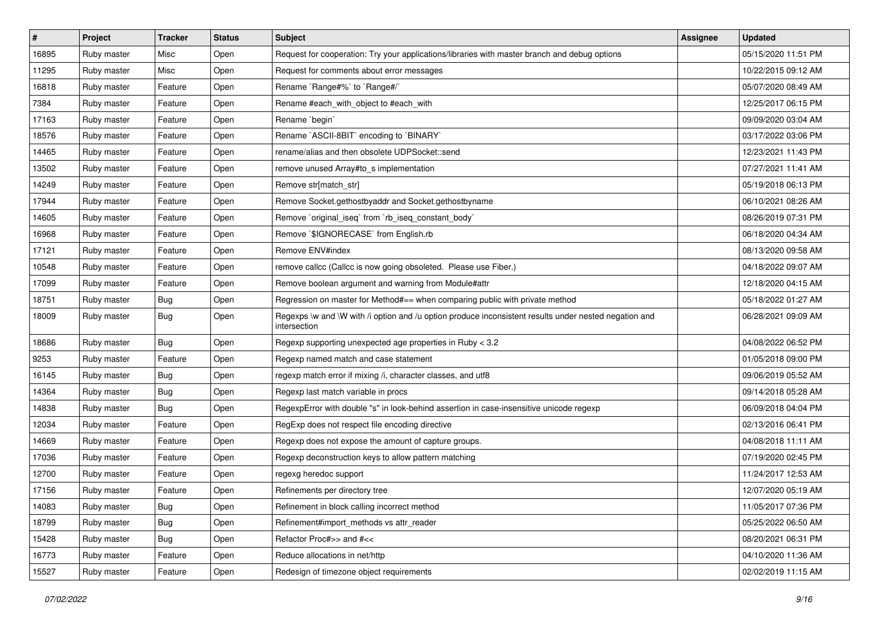| # | Project | Tracker | Status | Subject | Assignee | Updated |
| --- | --- | --- | --- | --- | --- | --- |
| 16895 | Ruby master | Misc | Open | Request for cooperation: Try your applications/libraries with master branch and debug options | | 05/15/2020 11:51 PM |
| 11295 | Ruby master | Misc | Open | Request for comments about error messages | | 10/22/2015 09:12 AM |
| 16818 | Ruby master | Feature | Open | Rename `Range#%` to `Range#/` | | 05/07/2020 08:49 AM |
| 7384 | Ruby master | Feature | Open | Rename #each_with_object to #each_with | | 12/25/2017 06:15 PM |
| 17163 | Ruby master | Feature | Open | Rename `begin` | | 09/09/2020 03:04 AM |
| 18576 | Ruby master | Feature | Open | Rename `ASCII-8BIT` encoding to `BINARY` | | 03/17/2022 03:06 PM |
| 14465 | Ruby master | Feature | Open | rename/alias and then obsolete UDPSocket::send | | 12/23/2021 11:43 PM |
| 13502 | Ruby master | Feature | Open | remove unused Array#to_s implementation | | 07/27/2021 11:41 AM |
| 14249 | Ruby master | Feature | Open | Remove str[match_str] | | 05/19/2018 06:13 PM |
| 17944 | Ruby master | Feature | Open | Remove Socket.gethostbyaddr and Socket.gethostbyname | | 06/10/2021 08:26 AM |
| 14605 | Ruby master | Feature | Open | Remove `original_iseq` from `rb_iseq_constant_body` | | 08/26/2019 07:31 PM |
| 16968 | Ruby master | Feature | Open | Remove `$IGNORECASE` from English.rb | | 06/18/2020 04:34 AM |
| 17121 | Ruby master | Feature | Open | Remove ENV#index | | 08/13/2020 09:58 AM |
| 10548 | Ruby master | Feature | Open | remove callcc (Callcc is now going obsoleted. Please use Fiber.) | | 04/18/2022 09:07 AM |
| 17099 | Ruby master | Feature | Open | Remove boolean argument and warning from Module#attr | | 12/18/2020 04:15 AM |
| 18751 | Ruby master | Bug | Open | Regression on master for Method#== when comparing public with private method | | 05/18/2022 01:27 AM |
| 18009 | Ruby master | Bug | Open | Regexps \w and \W with /i option and /u option produce inconsistent results under nested negation and intersection | | 06/28/2021 09:09 AM |
| 18686 | Ruby master | Bug | Open | Regexp supporting unexpected age properties in Ruby < 3.2 | | 04/08/2022 06:52 PM |
| 9253 | Ruby master | Feature | Open | Regexp named match and case statement | | 01/05/2018 09:00 PM |
| 16145 | Ruby master | Bug | Open | regexp match error if mixing /i, character classes, and utf8 | | 09/06/2019 05:52 AM |
| 14364 | Ruby master | Bug | Open | Regexp last match variable in procs | | 09/14/2018 05:28 AM |
| 14838 | Ruby master | Bug | Open | RegexpError with double "s" in look-behind assertion in case-insensitive unicode regexp | | 06/09/2018 04:04 PM |
| 12034 | Ruby master | Feature | Open | RegExp does not respect file encoding directive | | 02/13/2016 06:41 PM |
| 14669 | Ruby master | Feature | Open | Regexp does not expose the amount of capture groups. | | 04/08/2018 11:11 AM |
| 17036 | Ruby master | Feature | Open | Regexp deconstruction keys to allow pattern matching | | 07/19/2020 02:45 PM |
| 12700 | Ruby master | Feature | Open | regexg heredoc support | | 11/24/2017 12:53 AM |
| 17156 | Ruby master | Feature | Open | Refinements per directory tree | | 12/07/2020 05:19 AM |
| 14083 | Ruby master | Bug | Open | Refinement in block calling incorrect method | | 11/05/2017 07:36 PM |
| 18799 | Ruby master | Bug | Open | Refinement#import_methods vs attr_reader | | 05/25/2022 06:50 AM |
| 15428 | Ruby master | Bug | Open | Refactor Proc#>> and #<< | | 08/20/2021 06:31 PM |
| 16773 | Ruby master | Feature | Open | Reduce allocations in net/http | | 04/10/2020 11:36 AM |
| 15527 | Ruby master | Feature | Open | Redesign of timezone object requirements | | 02/02/2019 11:15 AM |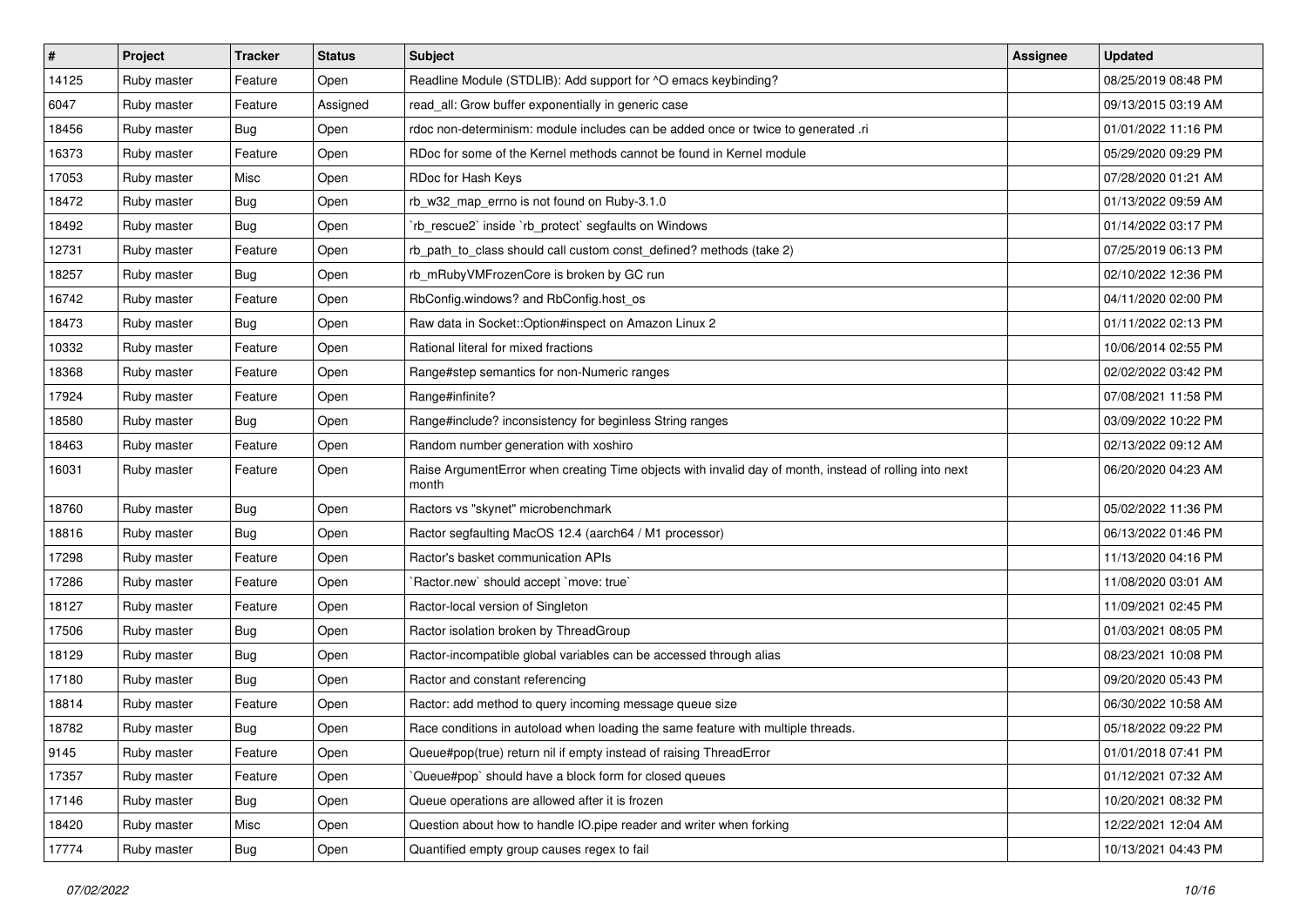| # | Project | Tracker | Status | Subject | Assignee | Updated |
|---|---|---|---|---|---|---|
| 14125 | Ruby master | Feature | Open | Readline Module (STDLIB): Add support for ^O emacs keybinding? | | 08/25/2019 08:48 PM |
| 6047 | Ruby master | Feature | Assigned | read_all: Grow buffer exponentially in generic case | | 09/13/2015 03:19 AM |
| 18456 | Ruby master | Bug | Open | rdoc non-determinism: module includes can be added once or twice to generated .ri | | 01/01/2022 11:16 PM |
| 16373 | Ruby master | Feature | Open | RDoc for some of the Kernel methods cannot be found in Kernel module | | 05/29/2020 09:29 PM |
| 17053 | Ruby master | Misc | Open | RDoc for Hash Keys | | 07/28/2020 01:21 AM |
| 18472 | Ruby master | Bug | Open | rb_w32_map_errno is not found on Ruby-3.1.0 | | 01/13/2022 09:59 AM |
| 18492 | Ruby master | Bug | Open | `rb_rescue2` inside `rb_protect` segfaults on Windows | | 01/14/2022 03:17 PM |
| 12731 | Ruby master | Feature | Open | rb_path_to_class should call custom const_defined? methods (take 2) | | 07/25/2019 06:13 PM |
| 18257 | Ruby master | Bug | Open | rb_mRubyVMFrozenCore is broken by GC run | | 02/10/2022 12:36 PM |
| 16742 | Ruby master | Feature | Open | RbConfig.windows? and RbConfig.host_os | | 04/11/2020 02:00 PM |
| 18473 | Ruby master | Bug | Open | Raw data in Socket::Option#inspect on Amazon Linux 2 | | 01/11/2022 02:13 PM |
| 10332 | Ruby master | Feature | Open | Rational literal for mixed fractions | | 10/06/2014 02:55 PM |
| 18368 | Ruby master | Feature | Open | Range#step semantics for non-Numeric ranges | | 02/02/2022 03:42 PM |
| 17924 | Ruby master | Feature | Open | Range#infinite? | | 07/08/2021 11:58 PM |
| 18580 | Ruby master | Bug | Open | Range#include? inconsistency for beginless String ranges | | 03/09/2022 10:22 PM |
| 18463 | Ruby master | Feature | Open | Random number generation with xoshiro | | 02/13/2022 09:12 AM |
| 16031 | Ruby master | Feature | Open | Raise ArgumentError when creating Time objects with invalid day of month, instead of rolling into next month | | 06/20/2020 04:23 AM |
| 18760 | Ruby master | Bug | Open | Ractors vs "skynet" microbenchmark | | 05/02/2022 11:36 PM |
| 18816 | Ruby master | Bug | Open | Ractor segfaulting MacOS 12.4 (aarch64 / M1 processor) | | 06/13/2022 01:46 PM |
| 17298 | Ruby master | Feature | Open | Ractor's basket communication APIs | | 11/13/2020 04:16 PM |
| 17286 | Ruby master | Feature | Open | `Ractor.new` should accept `move: true` | | 11/08/2020 03:01 AM |
| 18127 | Ruby master | Feature | Open | Ractor-local version of Singleton | | 11/09/2021 02:45 PM |
| 17506 | Ruby master | Bug | Open | Ractor isolation broken by ThreadGroup | | 01/03/2021 08:05 PM |
| 18129 | Ruby master | Bug | Open | Ractor-incompatible global variables can be accessed through alias | | 08/23/2021 10:08 PM |
| 17180 | Ruby master | Bug | Open | Ractor and constant referencing | | 09/20/2020 05:43 PM |
| 18814 | Ruby master | Feature | Open | Ractor: add method to query incoming message queue size | | 06/30/2022 10:58 AM |
| 18782 | Ruby master | Bug | Open | Race conditions in autoload when loading the same feature with multiple threads. | | 05/18/2022 09:22 PM |
| 9145 | Ruby master | Feature | Open | Queue#pop(true) return nil if empty instead of raising ThreadError | | 01/01/2018 07:41 PM |
| 17357 | Ruby master | Feature | Open | `Queue#pop` should have a block form for closed queues | | 01/12/2021 07:32 AM |
| 17146 | Ruby master | Bug | Open | Queue operations are allowed after it is frozen | | 10/20/2021 08:32 PM |
| 18420 | Ruby master | Misc | Open | Question about how to handle IO.pipe reader and writer when forking | | 12/22/2021 12:04 AM |
| 17774 | Ruby master | Bug | Open | Quantified empty group causes regex to fail | | 10/13/2021 04:43 PM |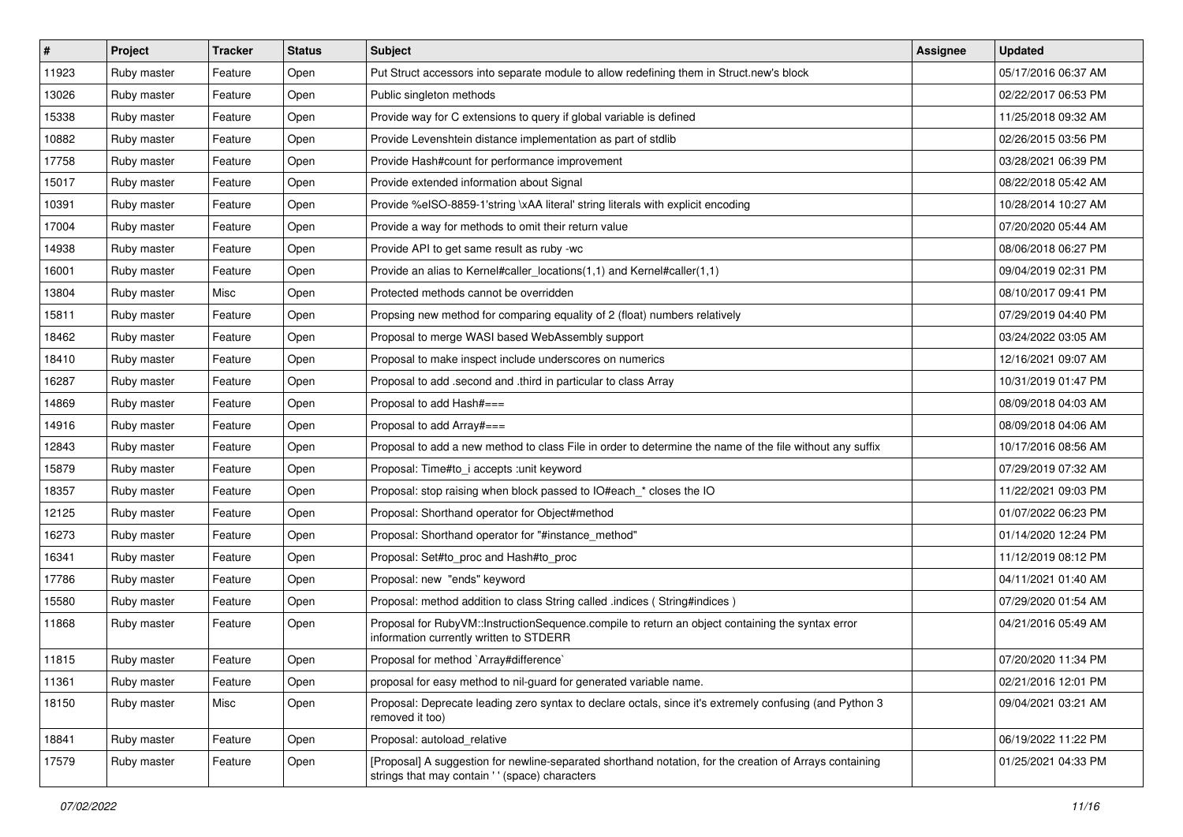| # | Project | Tracker | Status | Subject | Assignee | Updated |
|---|---|---|---|---|---|---|
| 11923 | Ruby master | Feature | Open | Put Struct accessors into separate module to allow redefining them in Struct.new's block | | 05/17/2016 06:37 AM |
| 13026 | Ruby master | Feature | Open | Public singleton methods | | 02/22/2017 06:53 PM |
| 15338 | Ruby master | Feature | Open | Provide way for C extensions to query if global variable is defined | | 11/25/2018 09:32 AM |
| 10882 | Ruby master | Feature | Open | Provide Levenshtein distance implementation as part of stdlib | | 02/26/2015 03:56 PM |
| 17758 | Ruby master | Feature | Open | Provide Hash#count for performance improvement | | 03/28/2021 06:39 PM |
| 15017 | Ruby master | Feature | Open | Provide extended information about Signal | | 08/22/2018 05:42 AM |
| 10391 | Ruby master | Feature | Open | Provide %eISO-8859-1'string \xAA literal' string literals with explicit encoding | | 10/28/2014 10:27 AM |
| 17004 | Ruby master | Feature | Open | Provide a way for methods to omit their return value | | 07/20/2020 05:44 AM |
| 14938 | Ruby master | Feature | Open | Provide API to get same result as ruby -wc | | 08/06/2018 06:27 PM |
| 16001 | Ruby master | Feature | Open | Provide an alias to Kernel#caller_locations(1,1) and Kernel#caller(1,1) | | 09/04/2019 02:31 PM |
| 13804 | Ruby master | Misc | Open | Protected methods cannot be overridden | | 08/10/2017 09:41 PM |
| 15811 | Ruby master | Feature | Open | Propsing new method for comparing equality of 2 (float) numbers relatively | | 07/29/2019 04:40 PM |
| 18462 | Ruby master | Feature | Open | Proposal to merge WASI based WebAssembly support | | 03/24/2022 03:05 AM |
| 18410 | Ruby master | Feature | Open | Proposal to make inspect include underscores on numerics | | 12/16/2021 09:07 AM |
| 16287 | Ruby master | Feature | Open | Proposal to add .second and .third in particular to class Array | | 10/31/2019 01:47 PM |
| 14869 | Ruby master | Feature | Open | Proposal to add Hash#=== | | 08/09/2018 04:03 AM |
| 14916 | Ruby master | Feature | Open | Proposal to add Array#=== | | 08/09/2018 04:06 AM |
| 12843 | Ruby master | Feature | Open | Proposal to add a new method to class File in order to determine the name of the file without any suffix | | 10/17/2016 08:56 AM |
| 15879 | Ruby master | Feature | Open | Proposal: Time#to_i accepts :unit keyword | | 07/29/2019 07:32 AM |
| 18357 | Ruby master | Feature | Open | Proposal: stop raising when block passed to IO#each_* closes the IO | | 11/22/2021 09:03 PM |
| 12125 | Ruby master | Feature | Open | Proposal: Shorthand operator for Object#method | | 01/07/2022 06:23 PM |
| 16273 | Ruby master | Feature | Open | Proposal: Shorthand operator for "#instance_method" | | 01/14/2020 12:24 PM |
| 16341 | Ruby master | Feature | Open | Proposal: Set#to_proc and Hash#to_proc | | 11/12/2019 08:12 PM |
| 17786 | Ruby master | Feature | Open | Proposal: new "ends" keyword | | 04/11/2021 01:40 AM |
| 15580 | Ruby master | Feature | Open | Proposal: method addition to class String called .indices ( String#indices ) | | 07/29/2020 01:54 AM |
| 11868 | Ruby master | Feature | Open | Proposal for RubyVM::InstructionSequence.compile to return an object containing the syntax error information currently written to STDERR | | 04/21/2016 05:49 AM |
| 11815 | Ruby master | Feature | Open | Proposal for method `Array#difference` | | 07/20/2020 11:34 PM |
| 11361 | Ruby master | Feature | Open | proposal for easy method to nil-guard for generated variable name. | | 02/21/2016 12:01 PM |
| 18150 | Ruby master | Misc | Open | Proposal: Deprecate leading zero syntax to declare octals, since it's extremely confusing (and Python 3 removed it too) | | 09/04/2021 03:21 AM |
| 18841 | Ruby master | Feature | Open | Proposal: autoload_relative | | 06/19/2022 11:22 PM |
| 17579 | Ruby master | Feature | Open | [Proposal] A suggestion for newline-separated shorthand notation, for the creation of Arrays containing strings that may contain ' ' (space) characters | | 01/25/2021 04:33 PM |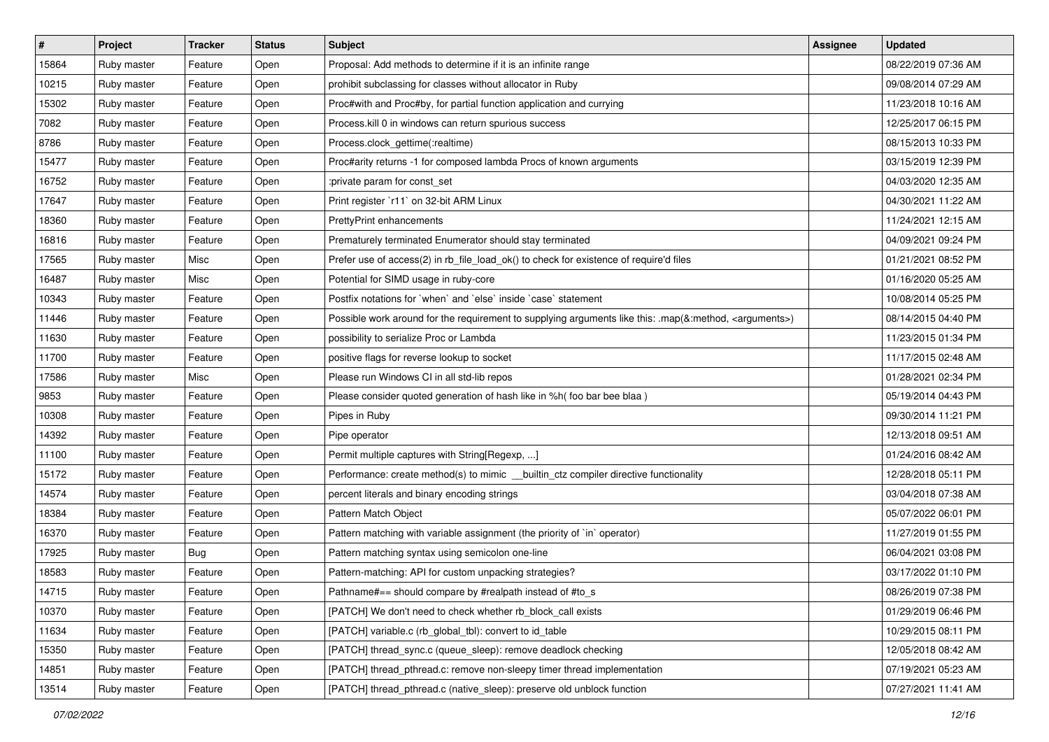| # | Project | Tracker | Status | Subject | Assignee | Updated |
|---|---|---|---|---|---|---|
| 15864 | Ruby master | Feature | Open | Proposal: Add methods to determine if it is an infinite range | | 08/22/2019 07:36 AM |
| 10215 | Ruby master | Feature | Open | prohibit subclassing for classes without allocator in Ruby | | 09/08/2014 07:29 AM |
| 15302 | Ruby master | Feature | Open | Proc#with and Proc#by, for partial function application and currying | | 11/23/2018 10:16 AM |
| 7082 | Ruby master | Feature | Open | Process.kill 0 in windows can return spurious success | | 12/25/2017 06:15 PM |
| 8786 | Ruby master | Feature | Open | Process.clock_gettime(:realtime) | | 08/15/2013 10:33 PM |
| 15477 | Ruby master | Feature | Open | Proc#arity returns -1 for composed lambda Procs of known arguments | | 03/15/2019 12:39 PM |
| 16752 | Ruby master | Feature | Open | :private param for const_set | | 04/03/2020 12:35 AM |
| 17647 | Ruby master | Feature | Open | Print register `r11` on 32-bit ARM Linux | | 04/30/2021 11:22 AM |
| 18360 | Ruby master | Feature | Open | PrettyPrint enhancements | | 11/24/2021 12:15 AM |
| 16816 | Ruby master | Feature | Open | Prematurely terminated Enumerator should stay terminated | | 04/09/2021 09:24 PM |
| 17565 | Ruby master | Misc | Open | Prefer use of access(2) in rb_file_load_ok() to check for existence of require'd files | | 01/21/2021 08:52 PM |
| 16487 | Ruby master | Misc | Open | Potential for SIMD usage in ruby-core | | 01/16/2020 05:25 AM |
| 10343 | Ruby master | Feature | Open | Postfix notations for `when` and `else` inside `case` statement | | 10/08/2014 05:25 PM |
| 11446 | Ruby master | Feature | Open | Possible work around for the requirement to supplying arguments like this: .map(&:method, <arguments>) | | 08/14/2015 04:40 PM |
| 11630 | Ruby master | Feature | Open | possibility to serialize Proc or Lambda | | 11/23/2015 01:34 PM |
| 11700 | Ruby master | Feature | Open | positive flags for reverse lookup to socket | | 11/17/2015 02:48 AM |
| 17586 | Ruby master | Misc | Open | Please run Windows CI in all std-lib repos | | 01/28/2021 02:34 PM |
| 9853 | Ruby master | Feature | Open | Please consider quoted generation of hash like in %h( foo bar bee blaa ) | | 05/19/2014 04:43 PM |
| 10308 | Ruby master | Feature | Open | Pipes in Ruby | | 09/30/2014 11:21 PM |
| 14392 | Ruby master | Feature | Open | Pipe operator | | 12/13/2018 09:51 AM |
| 11100 | Ruby master | Feature | Open | Permit multiple captures with String[Regexp, ...] | | 01/24/2016 08:42 AM |
| 15172 | Ruby master | Feature | Open | Performance: create method(s) to mimic __builtin_ctz compiler directive functionality | | 12/28/2018 05:11 PM |
| 14574 | Ruby master | Feature | Open | percent literals and binary encoding strings | | 03/04/2018 07:38 AM |
| 18384 | Ruby master | Feature | Open | Pattern Match Object | | 05/07/2022 06:01 PM |
| 16370 | Ruby master | Feature | Open | Pattern matching with variable assignment (the priority of `in` operator) | | 11/27/2019 01:55 PM |
| 17925 | Ruby master | Bug | Open | Pattern matching syntax using semicolon one-line | | 06/04/2021 03:08 PM |
| 18583 | Ruby master | Feature | Open | Pattern-matching: API for custom unpacking strategies? | | 03/17/2022 01:10 PM |
| 14715 | Ruby master | Feature | Open | Pathname#== should compare by #realpath instead of #to_s | | 08/26/2019 07:38 PM |
| 10370 | Ruby master | Feature | Open | [PATCH] We don't need to check whether rb_block_call exists | | 01/29/2019 06:46 PM |
| 11634 | Ruby master | Feature | Open | [PATCH] variable.c (rb_global_tbl): convert to id_table | | 10/29/2015 08:11 PM |
| 15350 | Ruby master | Feature | Open | [PATCH] thread_sync.c (queue_sleep): remove deadlock checking | | 12/05/2018 08:42 AM |
| 14851 | Ruby master | Feature | Open | [PATCH] thread_pthread.c: remove non-sleepy timer thread implementation | | 07/19/2021 05:23 AM |
| 13514 | Ruby master | Feature | Open | [PATCH] thread_pthread.c (native_sleep): preserve old unblock function | | 07/27/2021 11:41 AM |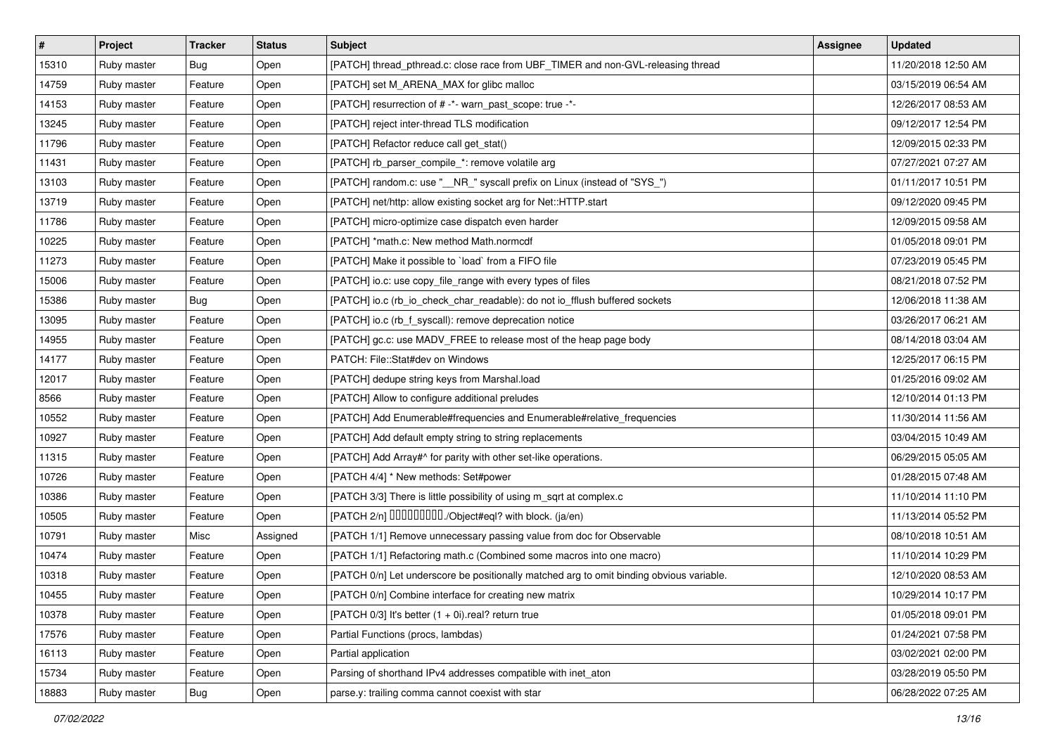| # | Project | Tracker | Status | Subject | Assignee | Updated |
|---|---|---|---|---|---|---|
| 15310 | Ruby master | Bug | Open | [PATCH] thread_pthread.c: close race from UBF_TIMER and non-GVL-releasing thread | | 11/20/2018 12:50 AM |
| 14759 | Ruby master | Feature | Open | [PATCH] set M_ARENA_MAX for glibc malloc | | 03/15/2019 06:54 AM |
| 14153 | Ruby master | Feature | Open | [PATCH] resurrection of # -*- warn_past_scope: true -*- | | 12/26/2017 08:53 AM |
| 13245 | Ruby master | Feature | Open | [PATCH] reject inter-thread TLS modification | | 09/12/2017 12:54 PM |
| 11796 | Ruby master | Feature | Open | [PATCH] Refactor reduce call get_stat() | | 12/09/2015 02:33 PM |
| 11431 | Ruby master | Feature | Open | [PATCH] rb_parser_compile_*: remove volatile arg | | 07/27/2021 07:27 AM |
| 13103 | Ruby master | Feature | Open | [PATCH] random.c: use "__NR_" syscall prefix on Linux (instead of "SYS_") | | 01/11/2017 10:51 PM |
| 13719 | Ruby master | Feature | Open | [PATCH] net/http: allow existing socket arg for Net::HTTP.start | | 09/12/2020 09:45 PM |
| 11786 | Ruby master | Feature | Open | [PATCH] micro-optimize case dispatch even harder | | 12/09/2015 09:58 AM |
| 10225 | Ruby master | Feature | Open | [PATCH] *math.c: New method Math.normcdf | | 01/05/2018 09:01 PM |
| 11273 | Ruby master | Feature | Open | [PATCH] Make it possible to `load` from a FIFO file | | 07/23/2019 05:45 PM |
| 15006 | Ruby master | Feature | Open | [PATCH] io.c: use copy_file_range with every types of files | | 08/21/2018 07:52 PM |
| 15386 | Ruby master | Bug | Open | [PATCH] io.c (rb_io_check_char_readable): do not io_fflush buffered sockets | | 12/06/2018 11:38 AM |
| 13095 | Ruby master | Feature | Open | [PATCH] io.c (rb_f_syscall): remove deprecation notice | | 03/26/2017 06:21 AM |
| 14955 | Ruby master | Feature | Open | [PATCH] gc.c: use MADV_FREE to release most of the heap page body | | 08/14/2018 03:04 AM |
| 14177 | Ruby master | Feature | Open | PATCH: File::Stat#dev on Windows | | 12/25/2017 06:15 PM |
| 12017 | Ruby master | Feature | Open | [PATCH] dedupe string keys from Marshal.load | | 01/25/2016 09:02 AM |
| 8566 | Ruby master | Feature | Open | [PATCH] Allow to configure additional preludes | | 12/10/2014 01:13 PM |
| 10552 | Ruby master | Feature | Open | [PATCH] Add Enumerable#frequencies and Enumerable#relative_frequencies | | 11/30/2014 11:56 AM |
| 10927 | Ruby master | Feature | Open | [PATCH] Add default empty string to string replacements | | 03/04/2015 10:49 AM |
| 11315 | Ruby master | Feature | Open | [PATCH] Add Array#^ for parity with other set-like operations. | | 06/29/2015 05:05 AM |
| 10726 | Ruby master | Feature | Open | [PATCH 4/4] * New methods: Set#power | | 01/28/2015 07:48 AM |
| 10386 | Ruby master | Feature | Open | [PATCH 3/3] There is little possibility of using m_sqrt at complex.c | | 11/10/2014 11:10 PM |
| 10505 | Ruby master | Feature | Open | [PATCH 2/n] □□□□□□□□□./Object#eql? with block. (ja/en) | | 11/13/2014 05:52 PM |
| 10791 | Ruby master | Misc | Assigned | [PATCH 1/1] Remove unnecessary passing value from doc for Observable | | 08/10/2018 10:51 AM |
| 10474 | Ruby master | Feature | Open | [PATCH 1/1] Refactoring math.c (Combined some macros into one macro) | | 11/10/2014 10:29 PM |
| 10318 | Ruby master | Feature | Open | [PATCH 0/n] Let underscore be positionally matched arg to omit binding obvious variable. | | 12/10/2020 08:53 AM |
| 10455 | Ruby master | Feature | Open | [PATCH 0/n] Combine interface for creating new matrix | | 10/29/2014 10:17 PM |
| 10378 | Ruby master | Feature | Open | [PATCH 0/3] It's better (1 + 0i).real? return true | | 01/05/2018 09:01 PM |
| 17576 | Ruby master | Feature | Open | Partial Functions (procs, lambdas) | | 01/24/2021 07:58 PM |
| 16113 | Ruby master | Feature | Open | Partial application | | 03/02/2021 02:00 PM |
| 15734 | Ruby master | Feature | Open | Parsing of shorthand IPv4 addresses compatible with inet_aton | | 03/28/2019 05:50 PM |
| 18883 | Ruby master | Bug | Open | parse.y: trailing comma cannot coexist with star | | 06/28/2022 07:25 AM |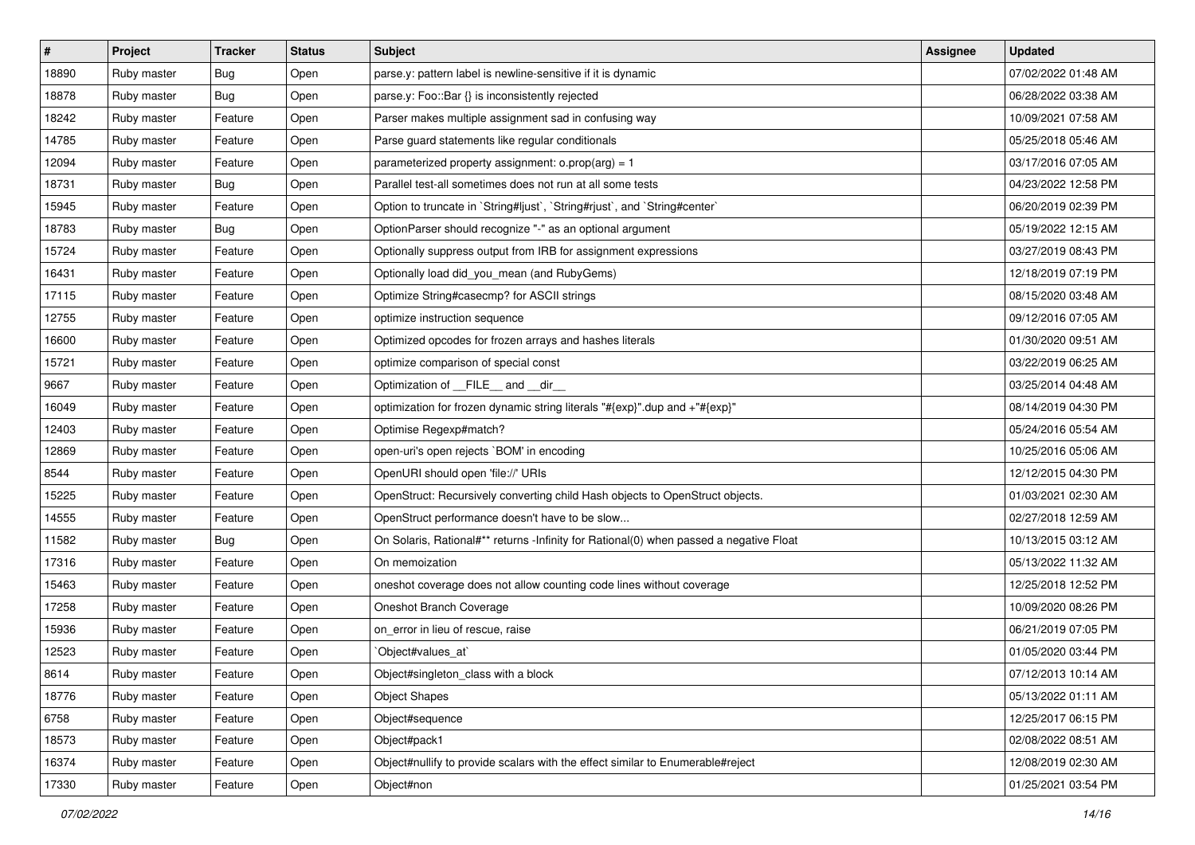| # | Project | Tracker | Status | Subject | Assignee | Updated |
|---|---|---|---|---|---|---|
| 18890 | Ruby master | Bug | Open | parse.y: pattern label is newline-sensitive if it is dynamic | | 07/02/2022 01:48 AM |
| 18878 | Ruby master | Bug | Open | parse.y: Foo::Bar {} is inconsistently rejected | | 06/28/2022 03:38 AM |
| 18242 | Ruby master | Feature | Open | Parser makes multiple assignment sad in confusing way | | 10/09/2021 07:58 AM |
| 14785 | Ruby master | Feature | Open | Parse guard statements like regular conditionals | | 05/25/2018 05:46 AM |
| 12094 | Ruby master | Feature | Open | parameterized property assignment: o.prop(arg) = 1 | | 03/17/2016 07:05 AM |
| 18731 | Ruby master | Bug | Open | Parallel test-all sometimes does not run at all some tests | | 04/23/2022 12:58 PM |
| 15945 | Ruby master | Feature | Open | Option to truncate in `String#ljust`, `String#rjust`, and `String#center` | | 06/20/2019 02:39 PM |
| 18783 | Ruby master | Bug | Open | OptionParser should recognize "-" as an optional argument | | 05/19/2022 12:15 AM |
| 15724 | Ruby master | Feature | Open | Optionally suppress output from IRB for assignment expressions | | 03/27/2019 08:43 PM |
| 16431 | Ruby master | Feature | Open | Optionally load did_you_mean (and RubyGems) | | 12/18/2019 07:19 PM |
| 17115 | Ruby master | Feature | Open | Optimize String#casecmp? for ASCII strings | | 08/15/2020 03:48 AM |
| 12755 | Ruby master | Feature | Open | optimize instruction sequence | | 09/12/2016 07:05 AM |
| 16600 | Ruby master | Feature | Open | Optimized opcodes for frozen arrays and hashes literals | | 01/30/2020 09:51 AM |
| 15721 | Ruby master | Feature | Open | optimize comparison of special const | | 03/22/2019 06:25 AM |
| 9667 | Ruby master | Feature | Open | Optimization of __FILE__ and __dir__ | | 03/25/2014 04:48 AM |
| 16049 | Ruby master | Feature | Open | optimization for frozen dynamic string literals "#{exp}".dup and +"#{exp}" | | 08/14/2019 04:30 PM |
| 12403 | Ruby master | Feature | Open | Optimise Regexp#match? | | 05/24/2016 05:54 AM |
| 12869 | Ruby master | Feature | Open | open-uri's open rejects `BOM' in encoding | | 10/25/2016 05:06 AM |
| 8544 | Ruby master | Feature | Open | OpenURI should open 'file://' URIs | | 12/12/2015 04:30 PM |
| 15225 | Ruby master | Feature | Open | OpenStruct: Recursively converting child Hash objects to OpenStruct objects. | | 01/03/2021 02:30 AM |
| 14555 | Ruby master | Feature | Open | OpenStruct performance doesn't have to be slow... | | 02/27/2018 12:59 AM |
| 11582 | Ruby master | Bug | Open | On Solaris, Rational#** returns -Infinity for Rational(0) when passed a negative Float | | 10/13/2015 03:12 AM |
| 17316 | Ruby master | Feature | Open | On memoization | | 05/13/2022 11:32 AM |
| 15463 | Ruby master | Feature | Open | oneshot coverage does not allow counting code lines without coverage | | 12/25/2018 12:52 PM |
| 17258 | Ruby master | Feature | Open | Oneshot Branch Coverage | | 10/09/2020 08:26 PM |
| 15936 | Ruby master | Feature | Open | on_error in lieu of rescue, raise | | 06/21/2019 07:05 PM |
| 12523 | Ruby master | Feature | Open | `Object#values_at` | | 01/05/2020 03:44 PM |
| 8614 | Ruby master | Feature | Open | Object#singleton_class with a block | | 07/12/2013 10:14 AM |
| 18776 | Ruby master | Feature | Open | Object Shapes | | 05/13/2022 01:11 AM |
| 6758 | Ruby master | Feature | Open | Object#sequence | | 12/25/2017 06:15 PM |
| 18573 | Ruby master | Feature | Open | Object#pack1 | | 02/08/2022 08:51 AM |
| 16374 | Ruby master | Feature | Open | Object#nullify to provide scalars with the effect similar to Enumerable#reject | | 12/08/2019 02:30 AM |
| 17330 | Ruby master | Feature | Open | Object#non | | 01/25/2021 03:54 PM |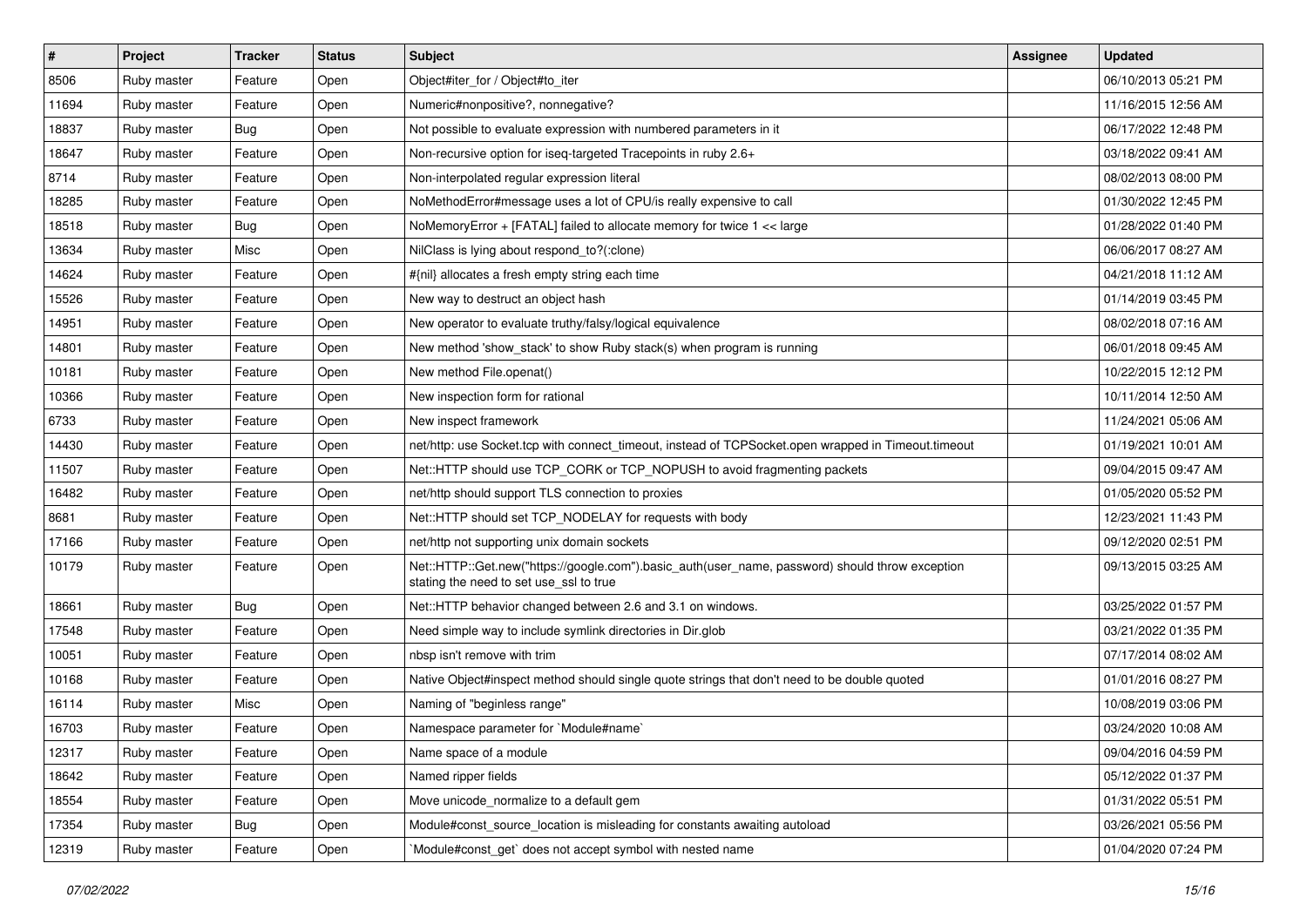| # | Project | Tracker | Status | Subject | Assignee | Updated |
|---|---|---|---|---|---|---|
| 8506 | Ruby master | Feature | Open | Object#iter_for / Object#to_iter | | 06/10/2013 05:21 PM |
| 11694 | Ruby master | Feature | Open | Numeric#nonpositive?, nonnegative? | | 11/16/2015 12:56 AM |
| 18837 | Ruby master | Bug | Open | Not possible to evaluate expression with numbered parameters in it | | 06/17/2022 12:48 PM |
| 18647 | Ruby master | Feature | Open | Non-recursive option for iseq-targeted Tracepoints in ruby 2.6+ | | 03/18/2022 09:41 AM |
| 8714 | Ruby master | Feature | Open | Non-interpolated regular expression literal | | 08/02/2013 08:00 PM |
| 18285 | Ruby master | Feature | Open | NoMethodError#message uses a lot of CPU/is really expensive to call | | 01/30/2022 12:45 PM |
| 18518 | Ruby master | Bug | Open | NoMemoryError + [FATAL] failed to allocate memory for twice 1 << large | | 01/28/2022 01:40 PM |
| 13634 | Ruby master | Misc | Open | NilClass is lying about respond_to?(:clone) | | 06/06/2017 08:27 AM |
| 14624 | Ruby master | Feature | Open | #{nil} allocates a fresh empty string each time | | 04/21/2018 11:12 AM |
| 15526 | Ruby master | Feature | Open | New way to destruct an object hash | | 01/14/2019 03:45 PM |
| 14951 | Ruby master | Feature | Open | New operator to evaluate truthy/falsy/logical equivalence | | 08/02/2018 07:16 AM |
| 14801 | Ruby master | Feature | Open | New method 'show_stack' to show Ruby stack(s) when program is running | | 06/01/2018 09:45 AM |
| 10181 | Ruby master | Feature | Open | New method File.openat() | | 10/22/2015 12:12 PM |
| 10366 | Ruby master | Feature | Open | New inspection form for rational | | 10/11/2014 12:50 AM |
| 6733 | Ruby master | Feature | Open | New inspect framework | | 11/24/2021 05:06 AM |
| 14430 | Ruby master | Feature | Open | net/http: use Socket.tcp with connect_timeout, instead of TCPSocket.open wrapped in Timeout.timeout | | 01/19/2021 10:01 AM |
| 11507 | Ruby master | Feature | Open | Net::HTTP should use TCP_CORK or TCP_NOPUSH to avoid fragmenting packets | | 09/04/2015 09:47 AM |
| 16482 | Ruby master | Feature | Open | net/http should support TLS connection to proxies | | 01/05/2020 05:52 PM |
| 8681 | Ruby master | Feature | Open | Net::HTTP should set TCP_NODELAY for requests with body | | 12/23/2021 11:43 PM |
| 17166 | Ruby master | Feature | Open | net/http not supporting unix domain sockets | | 09/12/2020 02:51 PM |
| 10179 | Ruby master | Feature | Open | Net::HTTP::Get.new("https://google.com").basic_auth(user_name, password) should throw exception stating the need to set use_ssl to true | | 09/13/2015 03:25 AM |
| 18661 | Ruby master | Bug | Open | Net::HTTP behavior changed between 2.6 and 3.1 on windows. | | 03/25/2022 01:57 PM |
| 17548 | Ruby master | Feature | Open | Need simple way to include symlink directories in Dir.glob | | 03/21/2022 01:35 PM |
| 10051 | Ruby master | Feature | Open | nbsp isn't remove with trim | | 07/17/2014 08:02 AM |
| 10168 | Ruby master | Feature | Open | Native Object#inspect method should single quote strings that don't need to be double quoted | | 01/01/2016 08:27 PM |
| 16114 | Ruby master | Misc | Open | Naming of "beginless range" | | 10/08/2019 03:06 PM |
| 16703 | Ruby master | Feature | Open | Namespace parameter for `Module#name` | | 03/24/2020 10:08 AM |
| 12317 | Ruby master | Feature | Open | Name space of a module | | 09/04/2016 04:59 PM |
| 18642 | Ruby master | Feature | Open | Named ripper fields | | 05/12/2022 01:37 PM |
| 18554 | Ruby master | Feature | Open | Move unicode_normalize to a default gem | | 01/31/2022 05:51 PM |
| 17354 | Ruby master | Bug | Open | Module#const_source_location is misleading for constants awaiting autoload | | 03/26/2021 05:56 PM |
| 12319 | Ruby master | Feature | Open | `Module#const_get` does not accept symbol with nested name | | 01/04/2020 07:24 PM |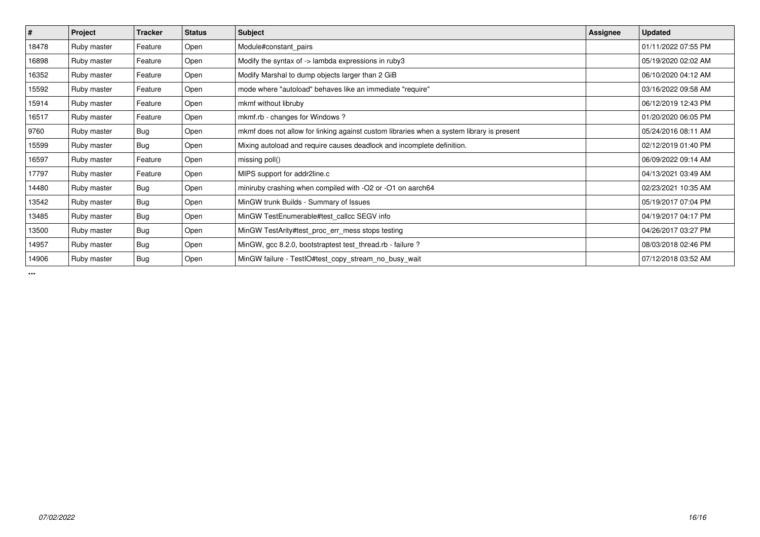| # | Project | Tracker | Status | Subject | Assignee | Updated |
|---|---|---|---|---|---|---|
| 18478 | Ruby master | Feature | Open | Module#constant_pairs | | 01/11/2022 07:55 PM |
| 16898 | Ruby master | Feature | Open | Modify the syntax of -> lambda expressions in ruby3 | | 05/19/2020 02:02 AM |
| 16352 | Ruby master | Feature | Open | Modify Marshal to dump objects larger than 2 GiB | | 06/10/2020 04:12 AM |
| 15592 | Ruby master | Feature | Open | mode where "autoload" behaves like an immediate "require" | | 03/16/2022 09:58 AM |
| 15914 | Ruby master | Feature | Open | mkmf without libruby | | 06/12/2019 12:43 PM |
| 16517 | Ruby master | Feature | Open | mkmf.rb - changes for Windows ? | | 01/20/2020 06:05 PM |
| 9760 | Ruby master | Bug | Open | mkmf does not allow for linking against custom libraries when a system library is present | | 05/24/2016 08:11 AM |
| 15599 | Ruby master | Bug | Open | Mixing autoload and require causes deadlock and incomplete definition. | | 02/12/2019 01:40 PM |
| 16597 | Ruby master | Feature | Open | missing poll() | | 06/09/2022 09:14 AM |
| 17797 | Ruby master | Feature | Open | MIPS support for addr2line.c | | 04/13/2021 03:49 AM |
| 14480 | Ruby master | Bug | Open | miniruby crashing when compiled with -O2 or -O1 on aarch64 | | 02/23/2021 10:35 AM |
| 13542 | Ruby master | Bug | Open | MinGW trunk Builds - Summary of Issues | | 05/19/2017 07:04 PM |
| 13485 | Ruby master | Bug | Open | MinGW TestEnumerable#test_callcc SEGV info | | 04/19/2017 04:17 PM |
| 13500 | Ruby master | Bug | Open | MinGW TestArity#test_proc_err_mess stops testing | | 04/26/2017 03:27 PM |
| 14957 | Ruby master | Bug | Open | MinGW, gcc 8.2.0, bootstraptest test_thread.rb - failure ? | | 08/03/2018 02:46 PM |
| 14906 | Ruby master | Bug | Open | MinGW failure - TestIO#test_copy_stream_no_busy_wait | | 07/12/2018 03:52 AM |

...